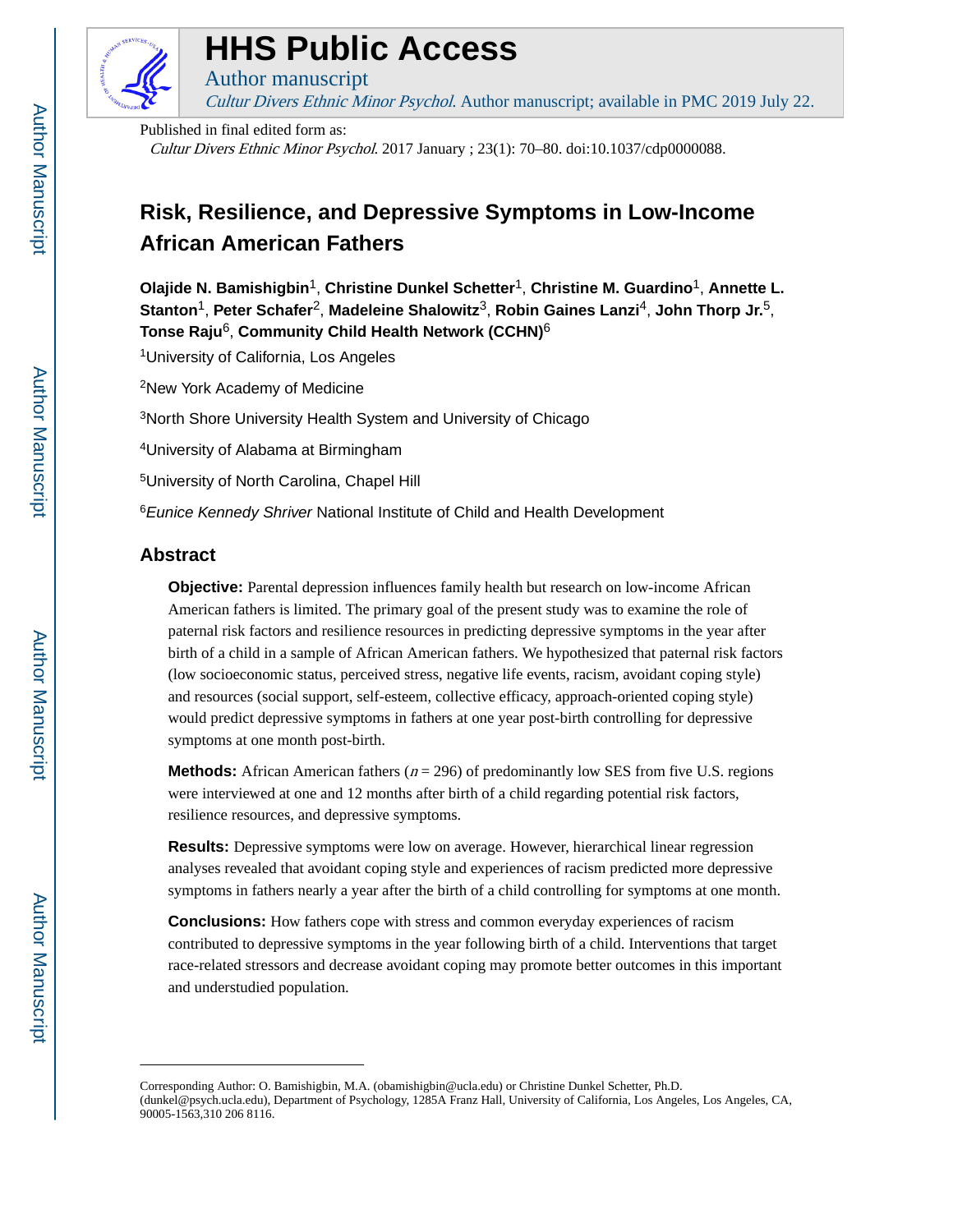# HHS Public Access

Author manuscript

*Cultur Divers Ethnic Minor Psychol*. Author manuscript; available in PMC 2019 July 22.

Published in final edited form as:

*Cultur Divers Ethnic Minor Psychol*. 2017 January ; 23(1): 70–80. doi:10.1037/cdp0000088.

# Risk, Resilience, and Depressive Symptoms in Low-Income African American Fathers

**Olajide N. Bamishigbin**[1], **Christine Dunkel Schetter**[1], **Christine M. Guardino**[1], **Annette L. Stanton**[1], **Peter Schafer**[2], **Madeleine Shalowitz**[3], **Robin Gaines Lanzi**[4], **John Thorp Jr.**[5], **Tonse Raju**[6], **Community Child Health Network (CCHN)**[6]

[1]University of California, Los Angeles

[2]New York Academy of Medicine

[3]North Shore University Health System and University of Chicago

[4]University of Alabama at Birmingham

[5]University of North Carolina, Chapel Hill

[6]*Eunice Kennedy Shriver* National Institute of Child and Health Development

## Abstract

**Objective:** Parental depression influences family health but research on low-income African American fathers is limited. The primary goal of the present study was to examine the role of paternal risk factors and resilience resources in predicting depressive symptoms in the year after birth of a child in a sample of African American fathers. We hypothesized that paternal risk factors (low socioeconomic status, perceived stress, negative life events, racism, avoidant coping style) and resources (social support, self-esteem, collective efficacy, approach-oriented coping style) would predict depressive symptoms in fathers at one year post-birth controlling for depressive symptoms at one month post-birth.

**Methods:** African American fathers ($n = 296$) of predominantly low SES from five U.S. regions were interviewed at one and 12 months after birth of a child regarding potential risk factors, resilience resources, and depressive symptoms.

**Results:** Depressive symptoms were low on average. However, hierarchical linear regression analyses revealed that avoidant coping style and experiences of racism predicted more depressive symptoms in fathers nearly a year after the birth of a child controlling for symptoms at one month.

**Conclusions:** How fathers cope with stress and common everyday experiences of racism contributed to depressive symptoms in the year following birth of a child. Interventions that target race-related stressors and decrease avoidant coping may promote better outcomes in this important and understudied population.

---

Corresponding Author: O. Bamishigbin, M.A. (obamishigbin@ucla.edu) or Christine Dunkel Schetter, Ph.D. (dunkel@psych.ucla.edu), Department of Psychology, 1285A Franz Hall, University of California, Los Angeles, Los Angeles, CA, 90005-1563,310 206 8116.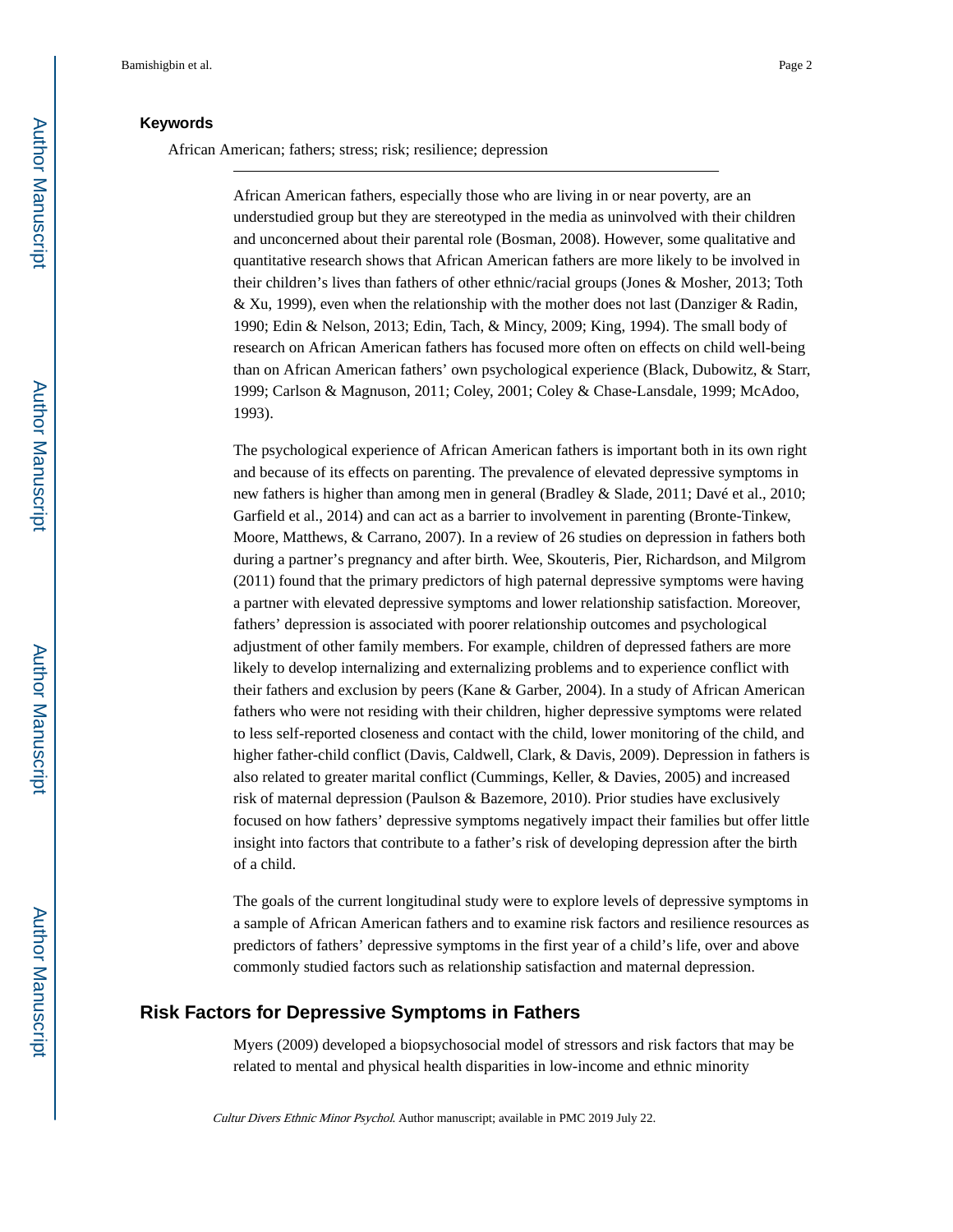### Keywords

African American; fathers; stress; risk; resilience; depression

African American fathers, especially those who are living in or near poverty, are an understudied group but they are stereotyped in the media as uninvolved with their children and unconcerned about their parental role (Bosman, 2008). However, some qualitative and quantitative research shows that African American fathers are more likely to be involved in their children's lives than fathers of other ethnic/racial groups (Jones & Mosher, 2013; Toth & Xu, 1999), even when the relationship with the mother does not last (Danziger & Radin, 1990; Edin & Nelson, 2013; Edin, Tach, & Mincy, 2009; King, 1994). The small body of research on African American fathers has focused more often on effects on child well-being than on African American fathers' own psychological experience (Black, Dubowitz, & Starr, 1999; Carlson & Magnuson, 2011; Coley, 2001; Coley & Chase-Lansdale, 1999; McAdoo, 1993).

The psychological experience of African American fathers is important both in its own right and because of its effects on parenting. The prevalence of elevated depressive symptoms in new fathers is higher than among men in general (Bradley & Slade, 2011; Davé et al., 2010; Garfield et al., 2014) and can act as a barrier to involvement in parenting (Bronte-Tinkew, Moore, Matthews, & Carrano, 2007). In a review of 26 studies on depression in fathers both during a partner's pregnancy and after birth. Wee, Skouteris, Pier, Richardson, and Milgrom (2011) found that the primary predictors of high paternal depressive symptoms were having a partner with elevated depressive symptoms and lower relationship satisfaction. Moreover, fathers' depression is associated with poorer relationship outcomes and psychological adjustment of other family members. For example, children of depressed fathers are more likely to develop internalizing and externalizing problems and to experience conflict with their fathers and exclusion by peers (Kane & Garber, 2004). In a study of African American fathers who were not residing with their children, higher depressive symptoms were related to less self-reported closeness and contact with the child, lower monitoring of the child, and higher father-child conflict (Davis, Caldwell, Clark, & Davis, 2009). Depression in fathers is also related to greater marital conflict (Cummings, Keller, & Davies, 2005) and increased risk of maternal depression (Paulson & Bazemore, 2010). Prior studies have exclusively focused on how fathers' depressive symptoms negatively impact their families but offer little insight into factors that contribute to a father's risk of developing depression after the birth of a child.

The goals of the current longitudinal study were to explore levels of depressive symptoms in a sample of African American fathers and to examine risk factors and resilience resources as predictors of fathers' depressive symptoms in the first year of a child's life, over and above commonly studied factors such as relationship satisfaction and maternal depression.

## Risk Factors for Depressive Symptoms in Fathers

Myers (2009) developed a biopsychosocial model of stressors and risk factors that may be related to mental and physical health disparities in low-income and ethnic minority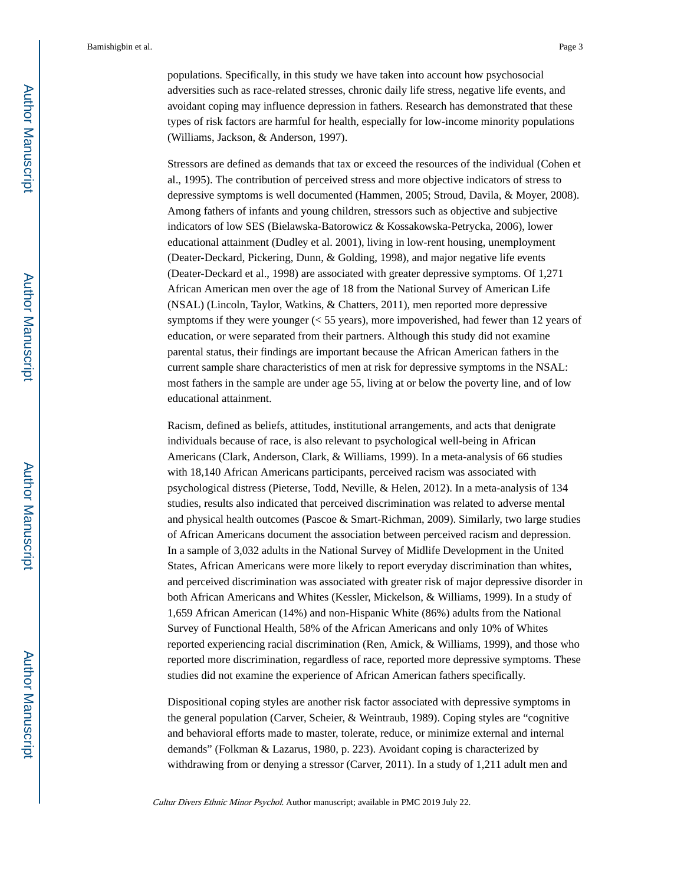populations. Specifically, in this study we have taken into account how psychosocial adversities such as race-related stresses, chronic daily life stress, negative life events, and avoidant coping may influence depression in fathers. Research has demonstrated that these types of risk factors are harmful for health, especially for low-income minority populations (Williams, Jackson, & Anderson, 1997).

Stressors are defined as demands that tax or exceed the resources of the individual (Cohen et al., 1995). The contribution of perceived stress and more objective indicators of stress to depressive symptoms is well documented (Hammen, 2005; Stroud, Davila, & Moyer, 2008). Among fathers of infants and young children, stressors such as objective and subjective indicators of low SES (Bielawska-Batorowicz & Kossakowska-Petrycka, 2006), lower educational attainment (Dudley et al. 2001), living in low-rent housing, unemployment (Deater-Deckard, Pickering, Dunn, & Golding, 1998), and major negative life events (Deater-Deckard et al., 1998) are associated with greater depressive symptoms. Of 1,271 African American men over the age of 18 from the National Survey of American Life (NSAL) (Lincoln, Taylor, Watkins, & Chatters, 2011), men reported more depressive symptoms if they were younger (< 55 years), more impoverished, had fewer than 12 years of education, or were separated from their partners. Although this study did not examine parental status, their findings are important because the African American fathers in the current sample share characteristics of men at risk for depressive symptoms in the NSAL: most fathers in the sample are under age 55, living at or below the poverty line, and of low educational attainment.

Racism, defined as beliefs, attitudes, institutional arrangements, and acts that denigrate individuals because of race, is also relevant to psychological well-being in African Americans (Clark, Anderson, Clark, & Williams, 1999). In a meta-analysis of 66 studies with 18,140 African Americans participants, perceived racism was associated with psychological distress (Pieterse, Todd, Neville, & Helen, 2012). In a meta-analysis of 134 studies, results also indicated that perceived discrimination was related to adverse mental and physical health outcomes (Pascoe & Smart-Richman, 2009). Similarly, two large studies of African Americans document the association between perceived racism and depression. In a sample of 3,032 adults in the National Survey of Midlife Development in the United States, African Americans were more likely to report everyday discrimination than whites, and perceived discrimination was associated with greater risk of major depressive disorder in both African Americans and Whites (Kessler, Mickelson, & Williams, 1999). In a study of 1,659 African American (14%) and non-Hispanic White (86%) adults from the National Survey of Functional Health, 58% of the African Americans and only 10% of Whites reported experiencing racial discrimination (Ren, Amick, & Williams, 1999), and those who reported more discrimination, regardless of race, reported more depressive symptoms. These studies did not examine the experience of African American fathers specifically.

Dispositional coping styles are another risk factor associated with depressive symptoms in the general population (Carver, Scheier, & Weintraub, 1989). Coping styles are "cognitive and behavioral efforts made to master, tolerate, reduce, or minimize external and internal demands" (Folkman & Lazarus, 1980, p. 223). Avoidant coping is characterized by withdrawing from or denying a stressor (Carver, 2011). In a study of 1,211 adult men and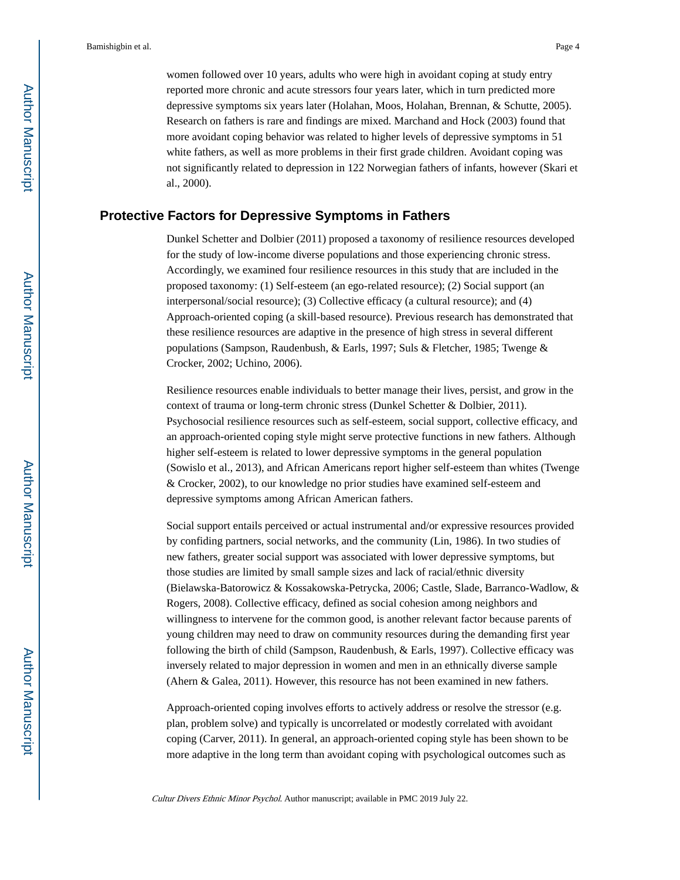women followed over 10 years, adults who were high in avoidant coping at study entry reported more chronic and acute stressors four years later, which in turn predicted more depressive symptoms six years later (Holahan, Moos, Holahan, Brennan, & Schutte, 2005). Research on fathers is rare and findings are mixed. Marchand and Hock (2003) found that more avoidant coping behavior was related to higher levels of depressive symptoms in 51 white fathers, as well as more problems in their first grade children. Avoidant coping was not significantly related to depression in 122 Norwegian fathers of infants, however (Skari et al., 2000).

## Protective Factors for Depressive Symptoms in Fathers

Dunkel Schetter and Dolbier (2011) proposed a taxonomy of resilience resources developed for the study of low-income diverse populations and those experiencing chronic stress. Accordingly, we examined four resilience resources in this study that are included in the proposed taxonomy: (1) Self-esteem (an ego-related resource); (2) Social support (an interpersonal/social resource); (3) Collective efficacy (a cultural resource); and (4) Approach-oriented coping (a skill-based resource). Previous research has demonstrated that these resilience resources are adaptive in the presence of high stress in several different populations (Sampson, Raudenbush, & Earls, 1997; Suls & Fletcher, 1985; Twenge & Crocker, 2002; Uchino, 2006).

Resilience resources enable individuals to better manage their lives, persist, and grow in the context of trauma or long-term chronic stress (Dunkel Schetter & Dolbier, 2011). Psychosocial resilience resources such as self-esteem, social support, collective efficacy, and an approach-oriented coping style might serve protective functions in new fathers. Although higher self-esteem is related to lower depressive symptoms in the general population (Sowislo et al., 2013), and African Americans report higher self-esteem than whites (Twenge & Crocker, 2002), to our knowledge no prior studies have examined self-esteem and depressive symptoms among African American fathers.

Social support entails perceived or actual instrumental and/or expressive resources provided by confiding partners, social networks, and the community (Lin, 1986). In two studies of new fathers, greater social support was associated with lower depressive symptoms, but those studies are limited by small sample sizes and lack of racial/ethnic diversity (Bielawska-Batorowicz & Kossakowska-Petrycka, 2006; Castle, Slade, Barranco-Wadlow, & Rogers, 2008). Collective efficacy, defined as social cohesion among neighbors and willingness to intervene for the common good, is another relevant factor because parents of young children may need to draw on community resources during the demanding first year following the birth of child (Sampson, Raudenbush, & Earls, 1997). Collective efficacy was inversely related to major depression in women and men in an ethnically diverse sample (Ahern & Galea, 2011). However, this resource has not been examined in new fathers.

Approach-oriented coping involves efforts to actively address or resolve the stressor (e.g. plan, problem solve) and typically is uncorrelated or modestly correlated with avoidant coping (Carver, 2011). In general, an approach-oriented coping style has been shown to be more adaptive in the long term than avoidant coping with psychological outcomes such as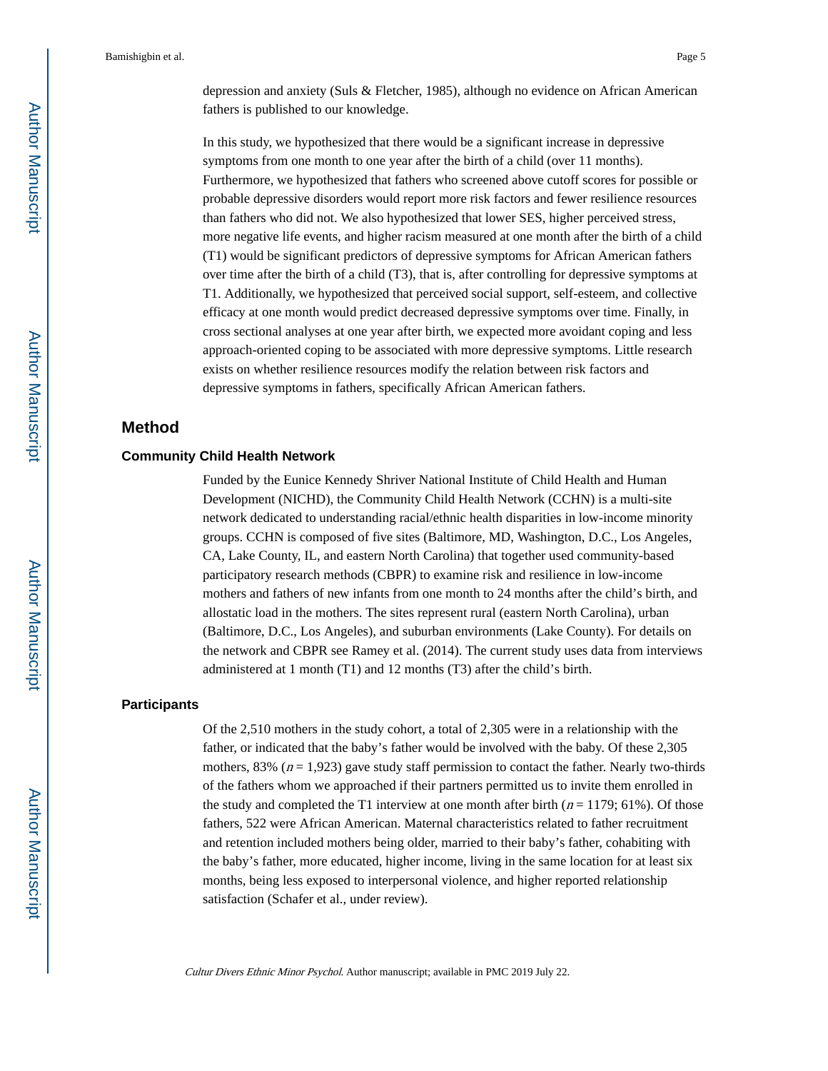depression and anxiety (Suls & Fletcher, 1985), although no evidence on African American fathers is published to our knowledge.

In this study, we hypothesized that there would be a significant increase in depressive symptoms from one month to one year after the birth of a child (over 11 months). Furthermore, we hypothesized that fathers who screened above cutoff scores for possible or probable depressive disorders would report more risk factors and fewer resilience resources than fathers who did not. We also hypothesized that lower SES, higher perceived stress, more negative life events, and higher racism measured at one month after the birth of a child (T1) would be significant predictors of depressive symptoms for African American fathers over time after the birth of a child (T3), that is, after controlling for depressive symptoms at T1. Additionally, we hypothesized that perceived social support, self-esteem, and collective efficacy at one month would predict decreased depressive symptoms over time. Finally, in cross sectional analyses at one year after birth, we expected more avoidant coping and less approach-oriented coping to be associated with more depressive symptoms. Little research exists on whether resilience resources modify the relation between risk factors and depressive symptoms in fathers, specifically African American fathers.

# Method

## Community Child Health Network

Funded by the Eunice Kennedy Shriver National Institute of Child Health and Human Development (NICHD), the Community Child Health Network (CCHN) is a multi-site network dedicated to understanding racial/ethnic health disparities in low-income minority groups. CCHN is composed of five sites (Baltimore, MD, Washington, D.C., Los Angeles, CA, Lake County, IL, and eastern North Carolina) that together used community-based participatory research methods (CBPR) to examine risk and resilience in low-income mothers and fathers of new infants from one month to 24 months after the child's birth, and allostatic load in the mothers. The sites represent rural (eastern North Carolina), urban (Baltimore, D.C., Los Angeles), and suburban environments (Lake County). For details on the network and CBPR see Ramey et al. (2014). The current study uses data from interviews administered at 1 month (T1) and 12 months (T3) after the child's birth.

## Participants

Of the 2,510 mothers in the study cohort, a total of 2,305 were in a relationship with the father, or indicated that the baby's father would be involved with the baby. Of these 2,305 mothers, 83% ($n$ = 1,923) gave study staff permission to contact the father. Nearly two-thirds of the fathers whom we approached if their partners permitted us to invite them enrolled in the study and completed the T1 interview at one month after birth ($n$ = 1179; 61%). Of those fathers, 522 were African American. Maternal characteristics related to father recruitment and retention included mothers being older, married to their baby's father, cohabiting with the baby's father, more educated, higher income, living in the same location for at least six months, being less exposed to interpersonal violence, and higher reported relationship satisfaction (Schafer et al., under review).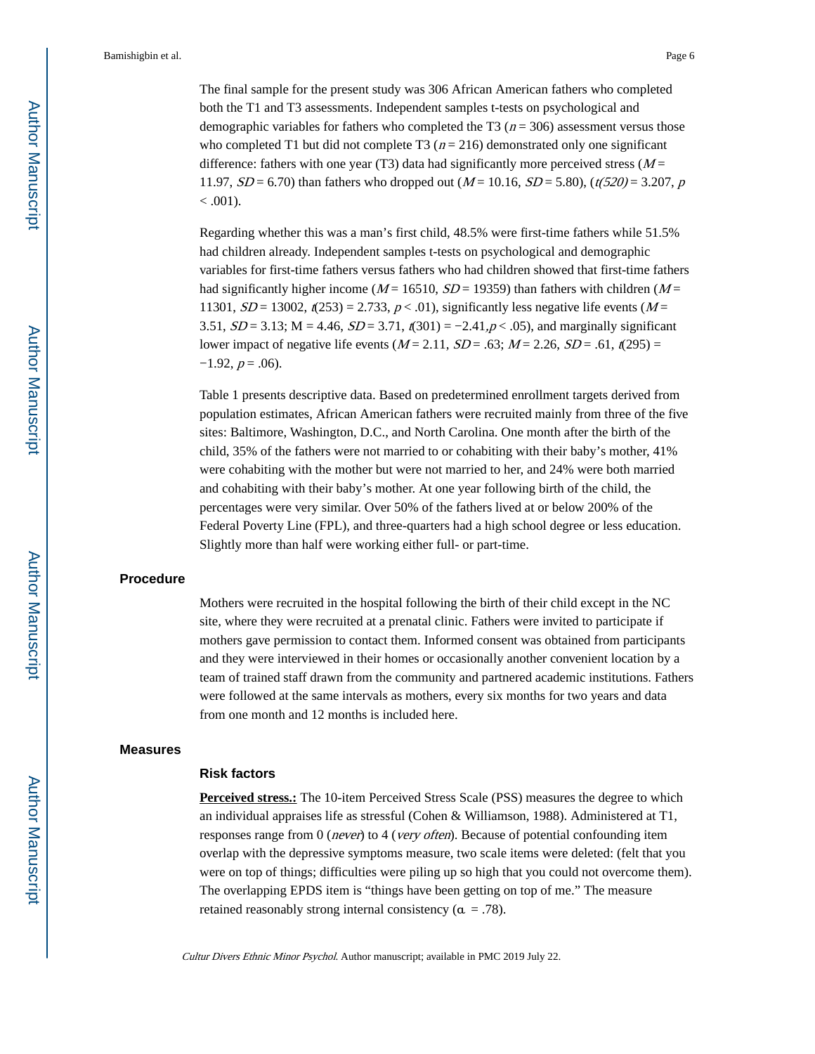The final sample for the present study was 306 African American fathers who completed both the T1 and T3 assessments. Independent samples t-tests on psychological and demographic variables for fathers who completed the T3 ($n$ = 306) assessment versus those who completed T1 but did not complete T3 ($n$ = 216) demonstrated only one significant difference: fathers with one year (T3) data had significantly more perceived stress ($M$ = 11.97, $SD$ = 6.70) than fathers who dropped out ($M$ = 10.16, $SD$ = 5.80), ($t(520)$ = 3.207, $p$ < .001).

Regarding whether this was a man's first child, 48.5% were first-time fathers while 51.5% had children already. Independent samples t-tests on psychological and demographic variables for first-time fathers versus fathers who had children showed that first-time fathers had significantly higher income ($M$ = 16510, $SD$ = 19359) than fathers with children ($M$ = 11301, $SD$ = 13002, $t(253)$ = 2.733, $p$ < .01), significantly less negative life events ($M$ = 3.51, $SD$ = 3.13; M = 4.46, $SD$ = 3.71, $t(301)$ = −2.41, $p$ < .05), and marginally significant lower impact of negative life events ($M$ = 2.11, $SD$ = .63; $M$ = 2.26, $SD$ = .61, $t(295)$ = −1.92, $p$ = .06).

Table 1 presents descriptive data. Based on predetermined enrollment targets derived from population estimates, African American fathers were recruited mainly from three of the five sites: Baltimore, Washington, D.C., and North Carolina. One month after the birth of the child, 35% of the fathers were not married to or cohabiting with their baby's mother, 41% were cohabiting with the mother but were not married to her, and 24% were both married and cohabiting with their baby's mother. At one year following birth of the child, the percentages were very similar. Over 50% of the fathers lived at or below 200% of the Federal Poverty Line (FPL), and three-quarters had a high school degree or less education. Slightly more than half were working either full- or part-time.

## Procedure

Mothers were recruited in the hospital following the birth of their child except in the NC site, where they were recruited at a prenatal clinic. Fathers were invited to participate if mothers gave permission to contact them. Informed consent was obtained from participants and they were interviewed in their homes or occasionally another convenient location by a team of trained staff drawn from the community and partnered academic institutions. Fathers were followed at the same intervals as mothers, every six months for two years and data from one month and 12 months is included here.

## Measures

### Risk factors

**Perceived stress.:** The 10-item Perceived Stress Scale (PSS) measures the degree to which an individual appraises life as stressful (Cohen & Williamson, 1988). Administered at T1, responses range from 0 (*never*) to 4 (*very often*). Because of potential confounding item overlap with the depressive symptoms measure, two scale items were deleted: (felt that you were on top of things; difficulties were piling up so high that you could not overcome them). The overlapping EPDS item is "things have been getting on top of me." The measure retained reasonably strong internal consistency ($\alpha$ = .78).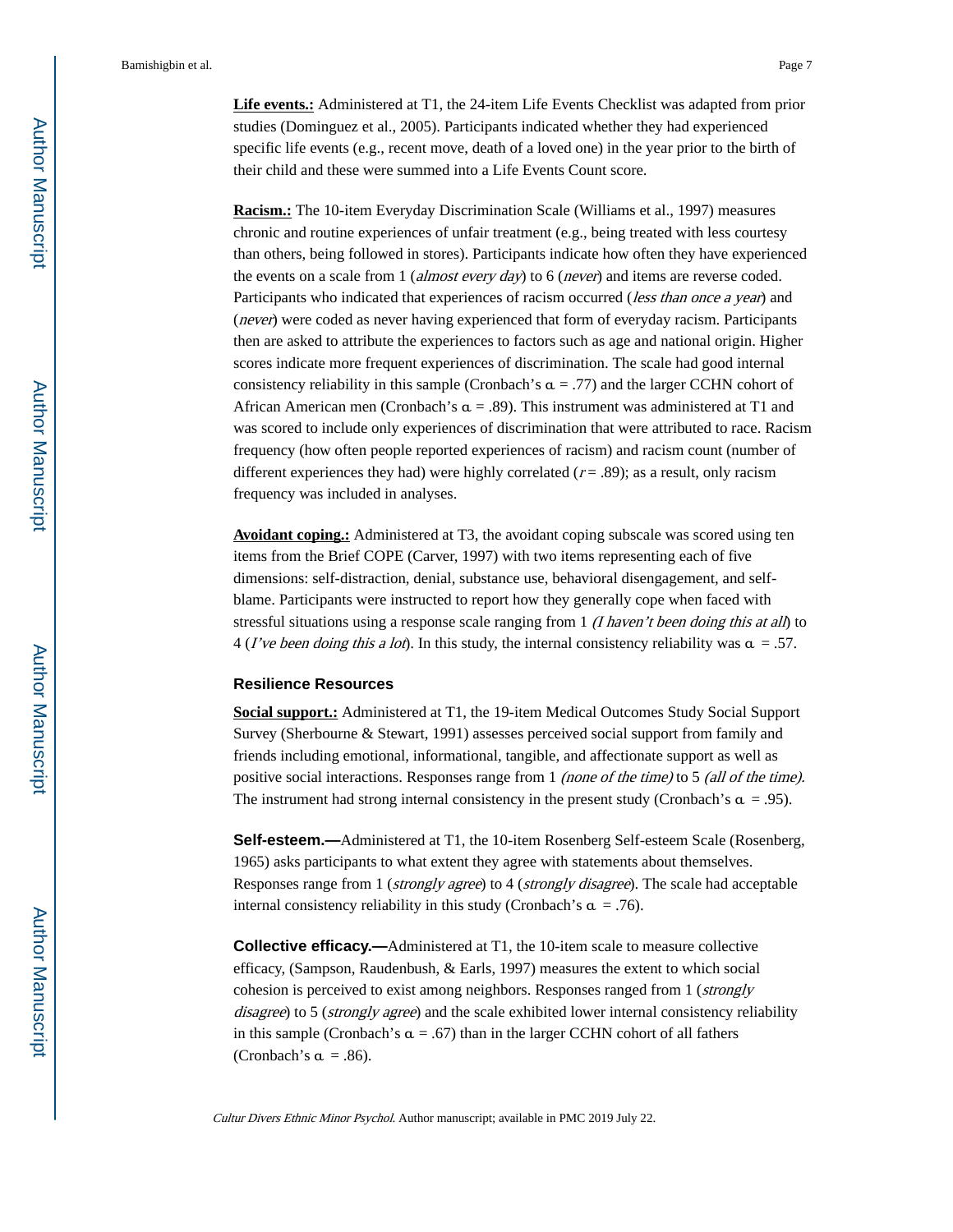**Life events.:** Administered at T1, the 24-item Life Events Checklist was adapted from prior studies (Dominguez et al., 2005). Participants indicated whether they had experienced specific life events (e.g., recent move, death of a loved one) in the year prior to the birth of their child and these were summed into a Life Events Count score.

**Racism.:** The 10-item Everyday Discrimination Scale (Williams et al., 1997) measures chronic and routine experiences of unfair treatment (e.g., being treated with less courtesy than others, being followed in stores). Participants indicate how often they have experienced the events on a scale from 1 (*almost every day*) to 6 (*never*) and items are reverse coded. Participants who indicated that experiences of racism occurred (*less than once a year*) and (*never*) were coded as never having experienced that form of everyday racism. Participants then are asked to attribute the experiences to factors such as age and national origin. Higher scores indicate more frequent experiences of discrimination. The scale had good internal consistency reliability in this sample (Cronbach's $\alpha$ = .77) and the larger CCHN cohort of African American men (Cronbach's $\alpha$ = .89). This instrument was administered at T1 and was scored to include only experiences of discrimination that were attributed to race. Racism frequency (how often people reported experiences of racism) and racism count (number of different experiences they had) were highly correlated ($r$ = .89); as a result, only racism frequency was included in analyses.

**Avoidant coping.:** Administered at T3, the avoidant coping subscale was scored using ten items from the Brief COPE (Carver, 1997) with two items representing each of five dimensions: self-distraction, denial, substance use, behavioral disengagement, and self-blame. Participants were instructed to report how they generally cope when faced with stressful situations using a response scale ranging from 1 *(I haven't been doing this at all*) to 4 (*I've been doing this a lot*). In this study, the internal consistency reliability was $\alpha$ = .57.

### Resilience Resources

**Social support.:** Administered at T1, the 19-item Medical Outcomes Study Social Support Survey (Sherbourne & Stewart, 1991) assesses perceived social support from family and friends including emotional, informational, tangible, and affectionate support as well as positive social interactions. Responses range from 1 *(none of the time)* to 5 *(all of the time)*. The instrument had strong internal consistency in the present study (Cronbach's $\alpha$ = .95).

**Self-esteem.—**Administered at T1, the 10-item Rosenberg Self-esteem Scale (Rosenberg, 1965) asks participants to what extent they agree with statements about themselves. Responses range from 1 (*strongly agree*) to 4 (*strongly disagree*). The scale had acceptable internal consistency reliability in this study (Cronbach's $\alpha$ = .76).

**Collective efficacy.—**Administered at T1, the 10-item scale to measure collective efficacy, (Sampson, Raudenbush, & Earls, 1997) measures the extent to which social cohesion is perceived to exist among neighbors. Responses ranged from 1 (*strongly disagree*) to 5 (*strongly agree*) and the scale exhibited lower internal consistency reliability in this sample (Cronbach's $\alpha$ = .67) than in the larger CCHN cohort of all fathers (Cronbach's $\alpha$ = .86).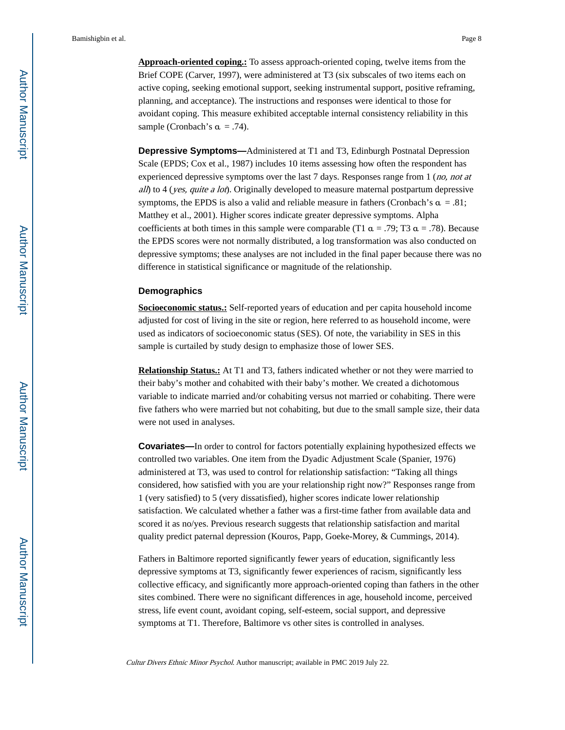**Approach-oriented coping.:** To assess approach-oriented coping, twelve items from the Brief COPE (Carver, 1997), were administered at T3 (six subscales of two items each on active coping, seeking emotional support, seeking instrumental support, positive reframing, planning, and acceptance). The instructions and responses were identical to those for avoidant coping. This measure exhibited acceptable internal consistency reliability in this sample (Cronbach's $\alpha$ = .74).

**Depressive Symptoms—**Administered at T1 and T3, Edinburgh Postnatal Depression Scale (EPDS; Cox et al., 1987) includes 10 items assessing how often the respondent has experienced depressive symptoms over the last 7 days. Responses range from 1 (*no, not at all*) to 4 (*yes, quite a lot*). Originally developed to measure maternal postpartum depressive symptoms, the EPDS is also a valid and reliable measure in fathers (Cronbach's $\alpha$ = .81; Matthey et al., 2001). Higher scores indicate greater depressive symptoms. Alpha coefficients at both times in this sample were comparable (T1 $\alpha$ = .79; T3 $\alpha$ = .78). Because the EPDS scores were not normally distributed, a log transformation was also conducted on depressive symptoms; these analyses are not included in the final paper because there was no difference in statistical significance or magnitude of the relationship.

### Demographics

**Socioeconomic status.:** Self-reported years of education and per capita household income adjusted for cost of living in the site or region, here referred to as household income, were used as indicators of socioeconomic status (SES). Of note, the variability in SES in this sample is curtailed by study design to emphasize those of lower SES.

**Relationship Status.:** At T1 and T3, fathers indicated whether or not they were married to their baby's mother and cohabited with their baby's mother. We created a dichotomous variable to indicate married and/or cohabiting versus not married or cohabiting. There were five fathers who were married but not cohabiting, but due to the small sample size, their data were not used in analyses.

**Covariates—**In order to control for factors potentially explaining hypothesized effects we controlled two variables. One item from the Dyadic Adjustment Scale (Spanier, 1976) administered at T3, was used to control for relationship satisfaction: "Taking all things considered, how satisfied with you are your relationship right now?" Responses range from 1 (very satisfied) to 5 (very dissatisfied), higher scores indicate lower relationship satisfaction. We calculated whether a father was a first-time father from available data and scored it as no/yes. Previous research suggests that relationship satisfaction and marital quality predict paternal depression (Kouros, Papp, Goeke-Morey, & Cummings, 2014).

Fathers in Baltimore reported significantly fewer years of education, significantly less depressive symptoms at T3, significantly fewer experiences of racism, significantly less collective efficacy, and significantly more approach-oriented coping than fathers in the other sites combined. There were no significant differences in age, household income, perceived stress, life event count, avoidant coping, self-esteem, social support, and depressive symptoms at T1. Therefore, Baltimore vs other sites is controlled in analyses.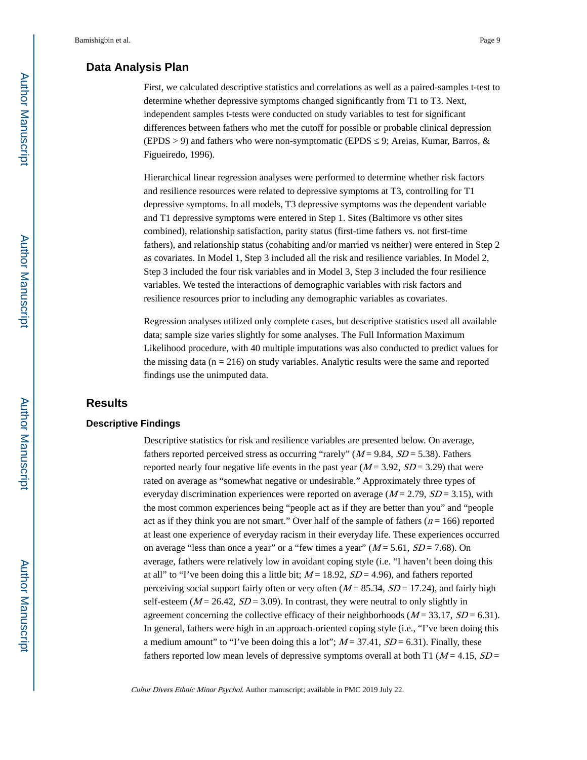## Data Analysis Plan

First, we calculated descriptive statistics and correlations as well as a paired-samples t-test to determine whether depressive symptoms changed significantly from T1 to T3. Next, independent samples t-tests were conducted on study variables to test for significant differences between fathers who met the cutoff for possible or probable clinical depression (EPDS > 9) and fathers who were non-symptomatic (EPDS ≤ 9; Areias, Kumar, Barros, & Figueiredo, 1996).

Hierarchical linear regression analyses were performed to determine whether risk factors and resilience resources were related to depressive symptoms at T3, controlling for T1 depressive symptoms. In all models, T3 depressive symptoms was the dependent variable and T1 depressive symptoms were entered in Step 1. Sites (Baltimore vs other sites combined), relationship satisfaction, parity status (first-time fathers vs. not first-time fathers), and relationship status (cohabiting and/or married vs neither) were entered in Step 2 as covariates. In Model 1, Step 3 included all the risk and resilience variables. In Model 2, Step 3 included the four risk variables and in Model 3, Step 3 included the four resilience variables. We tested the interactions of demographic variables with risk factors and resilience resources prior to including any demographic variables as covariates.

Regression analyses utilized only complete cases, but descriptive statistics used all available data; sample size varies slightly for some analyses. The Full Information Maximum Likelihood procedure, with 40 multiple imputations was also conducted to predict values for the missing data (n = 216) on study variables. Analytic results were the same and reported findings use the unimputed data.

## Results

### Descriptive Findings

Descriptive statistics for risk and resilience variables are presented below. On average, fathers reported perceived stress as occurring "rarely" ($M = 9.84$, $SD = 5.38$). Fathers reported nearly four negative life events in the past year ($M = 3.92$, $SD = 3.29$) that were rated on average as "somewhat negative or undesirable." Approximately three types of everyday discrimination experiences were reported on average ($M = 2.79$, $SD = 3.15$), with the most common experiences being "people act as if they are better than you" and "people act as if they think you are not smart." Over half of the sample of fathers ($n = 166$) reported at least one experience of everyday racism in their everyday life. These experiences occurred on average "less than once a year" or a "few times a year" ($M = 5.61$, $SD = 7.68$). On average, fathers were relatively low in avoidant coping style (i.e. "I haven't been doing this at all" to "I've been doing this a little bit; $M = 18.92$, $SD = 4.96$), and fathers reported perceiving social support fairly often or very often ($M = 85.34$, $SD = 17.24$), and fairly high self-esteem ($M = 26.42$, $SD = 3.09$). In contrast, they were neutral to only slightly in agreement concerning the collective efficacy of their neighborhoods ($M = 33.17$, $SD = 6.31$). In general, fathers were high in an approach-oriented coping style (i.e., "I've been doing this a medium amount" to "I've been doing this a lot"; $M = 37.41$, $SD = 6.31$). Finally, these fathers reported low mean levels of depressive symptoms overall at both T1 ($M = 4.15$, $SD =$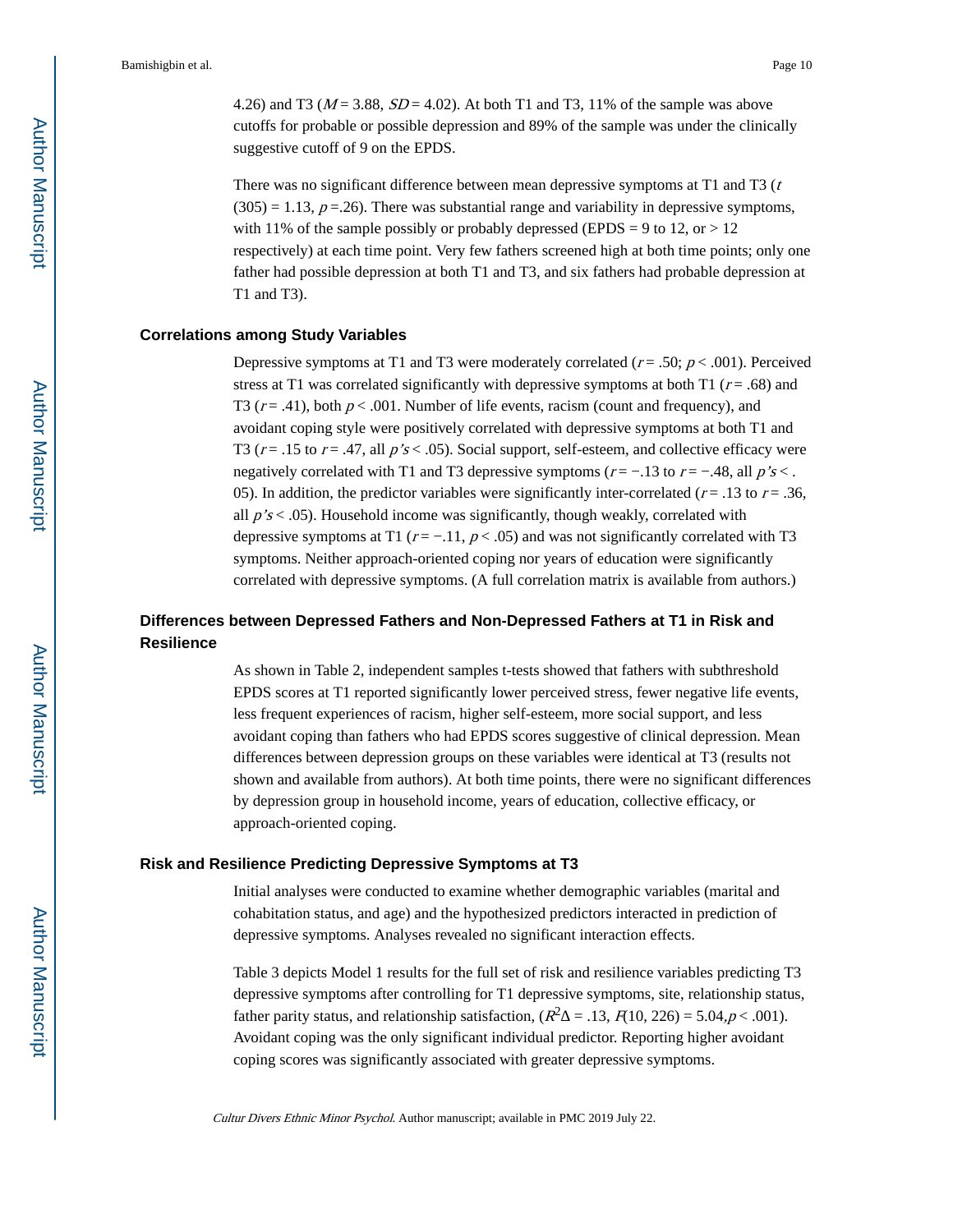4.26) and T3 ($M = 3.88$, $SD = 4.02$). At both T1 and T3, 11% of the sample was above cutoffs for probable or possible depression and 89% of the sample was under the clinically suggestive cutoff of 9 on the EPDS.

There was no significant difference between mean depressive symptoms at T1 and T3 ($t$ (305) = 1.13, $p$ =.26). There was substantial range and variability in depressive symptoms, with 11% of the sample possibly or probably depressed (EPDS = 9 to 12, or > 12 respectively) at each time point. Very few fathers screened high at both time points; only one father had possible depression at both T1 and T3, and six fathers had probable depression at T1 and T3).

### Correlations among Study Variables

Depressive symptoms at T1 and T3 were moderately correlated ($r = .50$; $p < .001$). Perceived stress at T1 was correlated significantly with depressive symptoms at both T1 ($r = .68$) and T3 ($r = .41$), both $p < .001$. Number of life events, racism (count and frequency), and avoidant coping style were positively correlated with depressive symptoms at both T1 and T3 ($r = .15$ to $r = .47$, all $p$'s $< .05$). Social support, self-esteem, and collective efficacy were negatively correlated with T1 and T3 depressive symptoms ($r = -.13$ to $r = -.48$, all $p$'s $< .05$). In addition, the predictor variables were significantly inter-correlated ($r = .13$ to $r = .36$, all $p$'s $< .05$). Household income was significantly, though weakly, correlated with depressive symptoms at T1 ($r = -.11$, $p < .05$) and was not significantly correlated with T3 symptoms. Neither approach-oriented coping nor years of education were significantly correlated with depressive symptoms. (A full correlation matrix is available from authors.)

### Differences between Depressed Fathers and Non-Depressed Fathers at T1 in Risk and Resilience

As shown in Table 2, independent samples t-tests showed that fathers with subthreshold EPDS scores at T1 reported significantly lower perceived stress, fewer negative life events, less frequent experiences of racism, higher self-esteem, more social support, and less avoidant coping than fathers who had EPDS scores suggestive of clinical depression. Mean differences between depression groups on these variables were identical at T3 (results not shown and available from authors). At both time points, there were no significant differences by depression group in household income, years of education, collective efficacy, or approach-oriented coping.

### Risk and Resilience Predicting Depressive Symptoms at T3

Initial analyses were conducted to examine whether demographic variables (marital and cohabitation status, and age) and the hypothesized predictors interacted in prediction of depressive symptoms. Analyses revealed no significant interaction effects.

Table 3 depicts Model 1 results for the full set of risk and resilience variables predicting T3 depressive symptoms after controlling for T1 depressive symptoms, site, relationship status, father parity status, and relationship satisfaction, ($R^2\Delta = .13$, $F(10, 226) = 5.04$, $p < .001$). Avoidant coping was the only significant individual predictor. Reporting higher avoidant coping scores was significantly associated with greater depressive symptoms.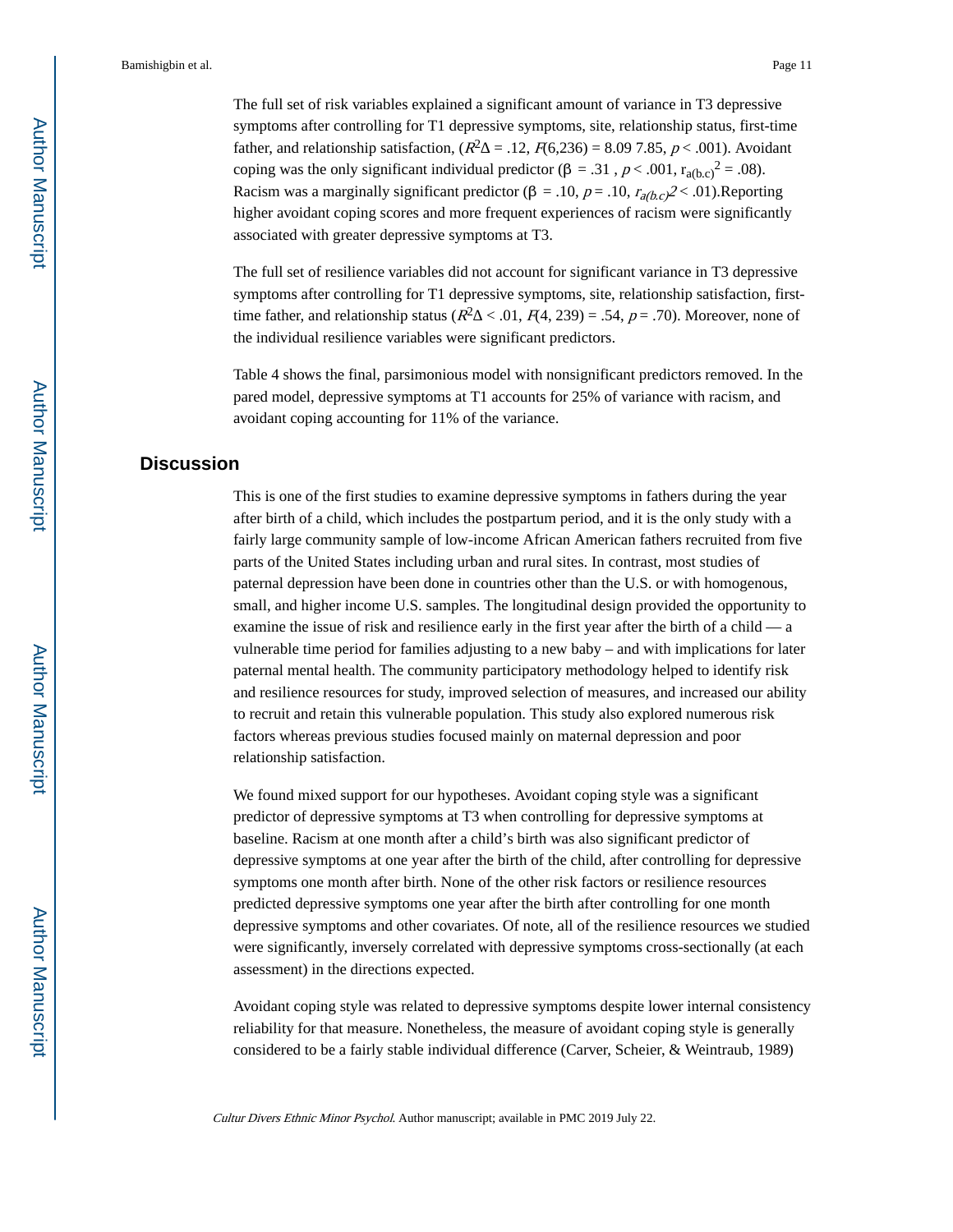The full set of risk variables explained a significant amount of variance in T3 depressive symptoms after controlling for T1 depressive symptoms, site, relationship status, first-time father, and relationship satisfaction, ($R^2\Delta = .12$, $F(6,236) = 8.09$ 7.85, $p < .001$). Avoidant coping was the only significant individual predictor ($\beta = .31$ , $p < .001$, $r_{a(b.c)}{}^2 = .08$). Racism was a marginally significant predictor ($\beta = .10$, $p = .10$, $r_{a(b.c)}2 < .01$).Reporting higher avoidant coping scores and more frequent experiences of racism were significantly associated with greater depressive symptoms at T3.

The full set of resilience variables did not account for significant variance in T3 depressive symptoms after controlling for T1 depressive symptoms, site, relationship satisfaction, first-time father, and relationship status ($R^2\Delta < .01$, $F(4, 239) = .54$, $p = .70$). Moreover, none of the individual resilience variables were significant predictors.

Table 4 shows the final, parsimonious model with nonsignificant predictors removed. In the pared model, depressive symptoms at T1 accounts for 25% of variance with racism, and avoidant coping accounting for 11% of the variance.

## Discussion

This is one of the first studies to examine depressive symptoms in fathers during the year after birth of a child, which includes the postpartum period, and it is the only study with a fairly large community sample of low-income African American fathers recruited from five parts of the United States including urban and rural sites. In contrast, most studies of paternal depression have been done in countries other than the U.S. or with homogenous, small, and higher income U.S. samples. The longitudinal design provided the opportunity to examine the issue of risk and resilience early in the first year after the birth of a child — a vulnerable time period for families adjusting to a new baby – and with implications for later paternal mental health. The community participatory methodology helped to identify risk and resilience resources for study, improved selection of measures, and increased our ability to recruit and retain this vulnerable population. This study also explored numerous risk factors whereas previous studies focused mainly on maternal depression and poor relationship satisfaction.

We found mixed support for our hypotheses. Avoidant coping style was a significant predictor of depressive symptoms at T3 when controlling for depressive symptoms at baseline. Racism at one month after a child's birth was also significant predictor of depressive symptoms at one year after the birth of the child, after controlling for depressive symptoms one month after birth. None of the other risk factors or resilience resources predicted depressive symptoms one year after the birth after controlling for one month depressive symptoms and other covariates. Of note, all of the resilience resources we studied were significantly, inversely correlated with depressive symptoms cross-sectionally (at each assessment) in the directions expected.

Avoidant coping style was related to depressive symptoms despite lower internal consistency reliability for that measure. Nonetheless, the measure of avoidant coping style is generally considered to be a fairly stable individual difference (Carver, Scheier, & Weintraub, 1989)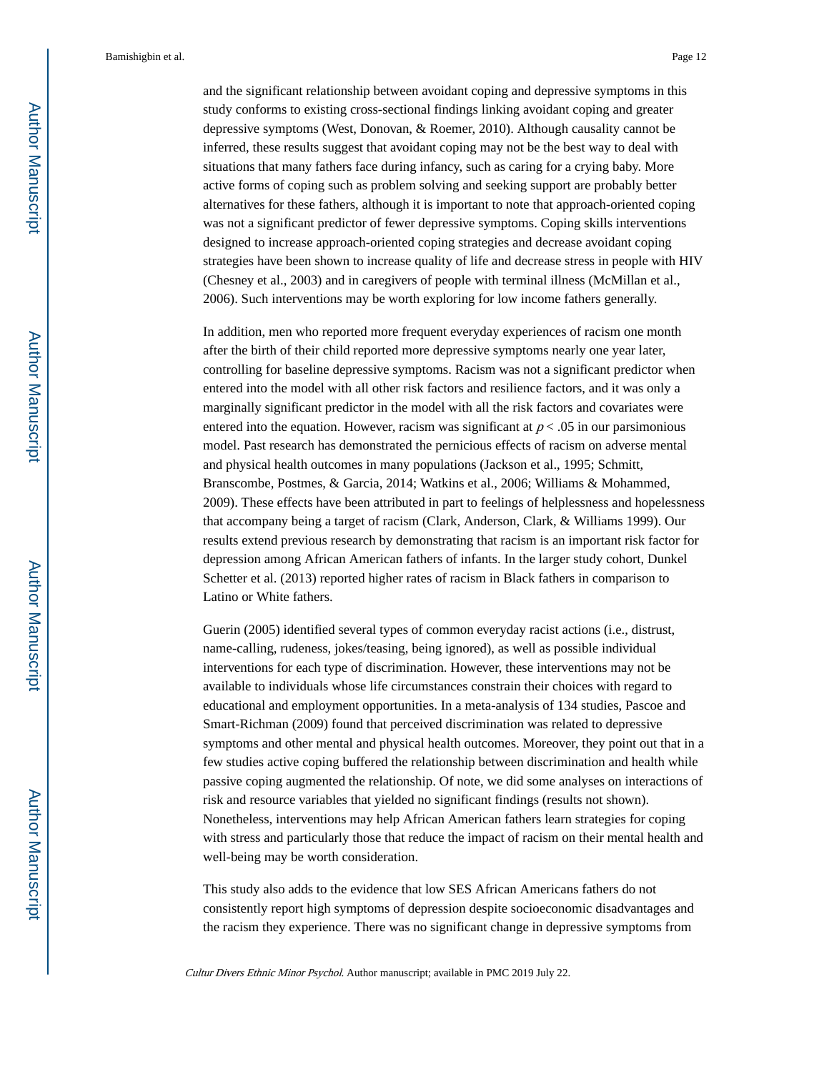and the significant relationship between avoidant coping and depressive symptoms in this study conforms to existing cross-sectional findings linking avoidant coping and greater depressive symptoms (West, Donovan, & Roemer, 2010). Although causality cannot be inferred, these results suggest that avoidant coping may not be the best way to deal with situations that many fathers face during infancy, such as caring for a crying baby. More active forms of coping such as problem solving and seeking support are probably better alternatives for these fathers, although it is important to note that approach-oriented coping was not a significant predictor of fewer depressive symptoms. Coping skills interventions designed to increase approach-oriented coping strategies and decrease avoidant coping strategies have been shown to increase quality of life and decrease stress in people with HIV (Chesney et al., 2003) and in caregivers of people with terminal illness (McMillan et al., 2006). Such interventions may be worth exploring for low income fathers generally.

In addition, men who reported more frequent everyday experiences of racism one month after the birth of their child reported more depressive symptoms nearly one year later, controlling for baseline depressive symptoms. Racism was not a significant predictor when entered into the model with all other risk factors and resilience factors, and it was only a marginally significant predictor in the model with all the risk factors and covariates were entered into the equation. However, racism was significant at $p < .05$ in our parsimonious model. Past research has demonstrated the pernicious effects of racism on adverse mental and physical health outcomes in many populations (Jackson et al., 1995; Schmitt, Branscombe, Postmes, & Garcia, 2014; Watkins et al., 2006; Williams & Mohammed, 2009). These effects have been attributed in part to feelings of helplessness and hopelessness that accompany being a target of racism (Clark, Anderson, Clark, & Williams 1999). Our results extend previous research by demonstrating that racism is an important risk factor for depression among African American fathers of infants. In the larger study cohort, Dunkel Schetter et al. (2013) reported higher rates of racism in Black fathers in comparison to Latino or White fathers.

Guerin (2005) identified several types of common everyday racist actions (i.e., distrust, name-calling, rudeness, jokes/teasing, being ignored), as well as possible individual interventions for each type of discrimination. However, these interventions may not be available to individuals whose life circumstances constrain their choices with regard to educational and employment opportunities. In a meta-analysis of 134 studies, Pascoe and Smart-Richman (2009) found that perceived discrimination was related to depressive symptoms and other mental and physical health outcomes. Moreover, they point out that in a few studies active coping buffered the relationship between discrimination and health while passive coping augmented the relationship. Of note, we did some analyses on interactions of risk and resource variables that yielded no significant findings (results not shown). Nonetheless, interventions may help African American fathers learn strategies for coping with stress and particularly those that reduce the impact of racism on their mental health and well-being may be worth consideration.

This study also adds to the evidence that low SES African Americans fathers do not consistently report high symptoms of depression despite socioeconomic disadvantages and the racism they experience. There was no significant change in depressive symptoms from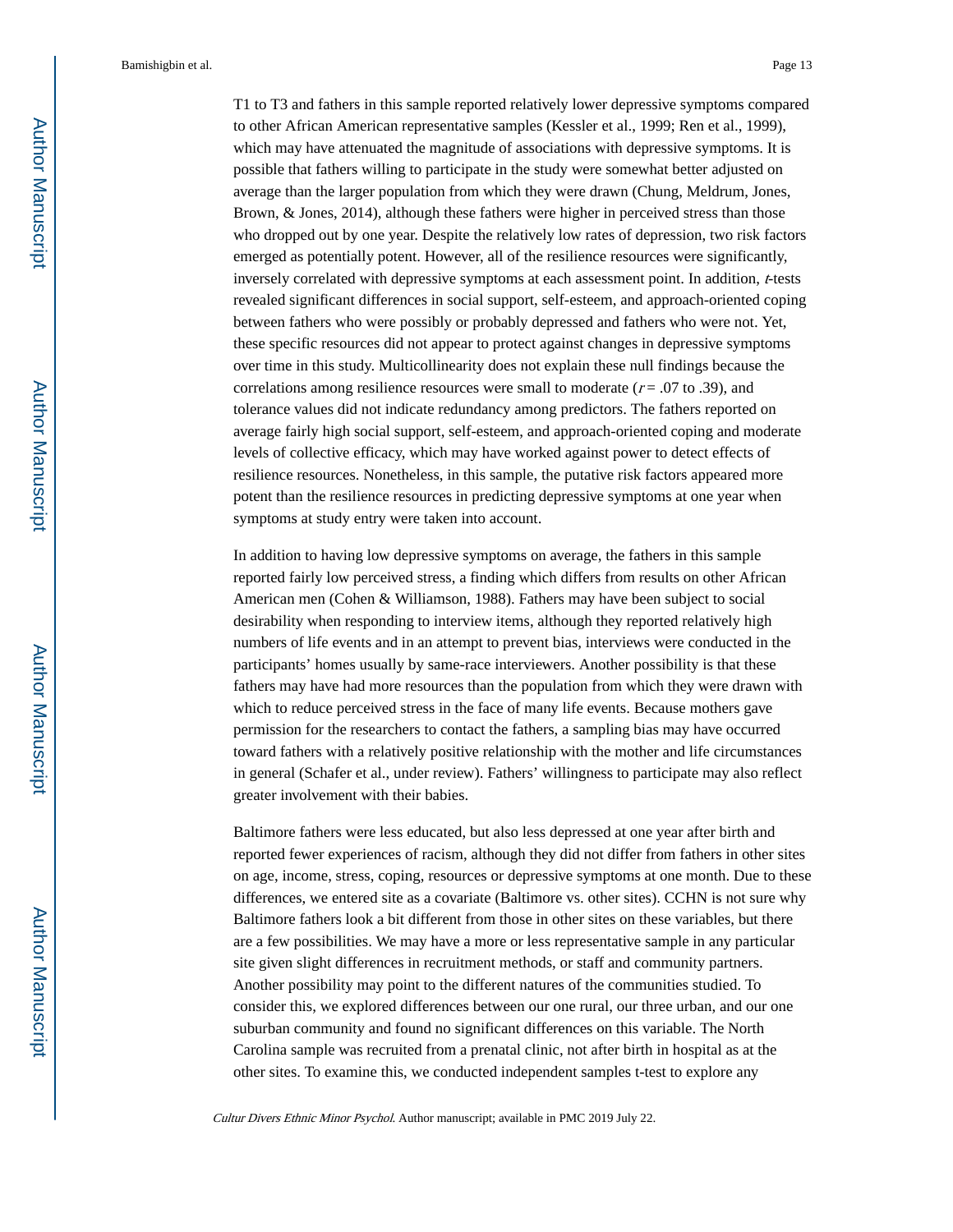T1 to T3 and fathers in this sample reported relatively lower depressive symptoms compared to other African American representative samples (Kessler et al., 1999; Ren et al., 1999), which may have attenuated the magnitude of associations with depressive symptoms. It is possible that fathers willing to participate in the study were somewhat better adjusted on average than the larger population from which they were drawn (Chung, Meldrum, Jones, Brown, & Jones, 2014), although these fathers were higher in perceived stress than those who dropped out by one year. Despite the relatively low rates of depression, two risk factors emerged as potentially potent. However, all of the resilience resources were significantly, inversely correlated with depressive symptoms at each assessment point. In addition, *t*-tests revealed significant differences in social support, self-esteem, and approach-oriented coping between fathers who were possibly or probably depressed and fathers who were not. Yet, these specific resources did not appear to protect against changes in depressive symptoms over time in this study. Multicollinearity does not explain these null findings because the correlations among resilience resources were small to moderate ($r = .07$ to .39), and tolerance values did not indicate redundancy among predictors. The fathers reported on average fairly high social support, self-esteem, and approach-oriented coping and moderate levels of collective efficacy, which may have worked against power to detect effects of resilience resources. Nonetheless, in this sample, the putative risk factors appeared more potent than the resilience resources in predicting depressive symptoms at one year when symptoms at study entry were taken into account.

In addition to having low depressive symptoms on average, the fathers in this sample reported fairly low perceived stress, a finding which differs from results on other African American men (Cohen & Williamson, 1988). Fathers may have been subject to social desirability when responding to interview items, although they reported relatively high numbers of life events and in an attempt to prevent bias, interviews were conducted in the participants' homes usually by same-race interviewers. Another possibility is that these fathers may have had more resources than the population from which they were drawn with which to reduce perceived stress in the face of many life events. Because mothers gave permission for the researchers to contact the fathers, a sampling bias may have occurred toward fathers with a relatively positive relationship with the mother and life circumstances in general (Schafer et al., under review). Fathers' willingness to participate may also reflect greater involvement with their babies.

Baltimore fathers were less educated, but also less depressed at one year after birth and reported fewer experiences of racism, although they did not differ from fathers in other sites on age, income, stress, coping, resources or depressive symptoms at one month. Due to these differences, we entered site as a covariate (Baltimore vs. other sites). CCHN is not sure why Baltimore fathers look a bit different from those in other sites on these variables, but there are a few possibilities. We may have a more or less representative sample in any particular site given slight differences in recruitment methods, or staff and community partners. Another possibility may point to the different natures of the communities studied. To consider this, we explored differences between our one rural, our three urban, and our one suburban community and found no significant differences on this variable. The North Carolina sample was recruited from a prenatal clinic, not after birth in hospital as at the other sites. To examine this, we conducted independent samples t-test to explore any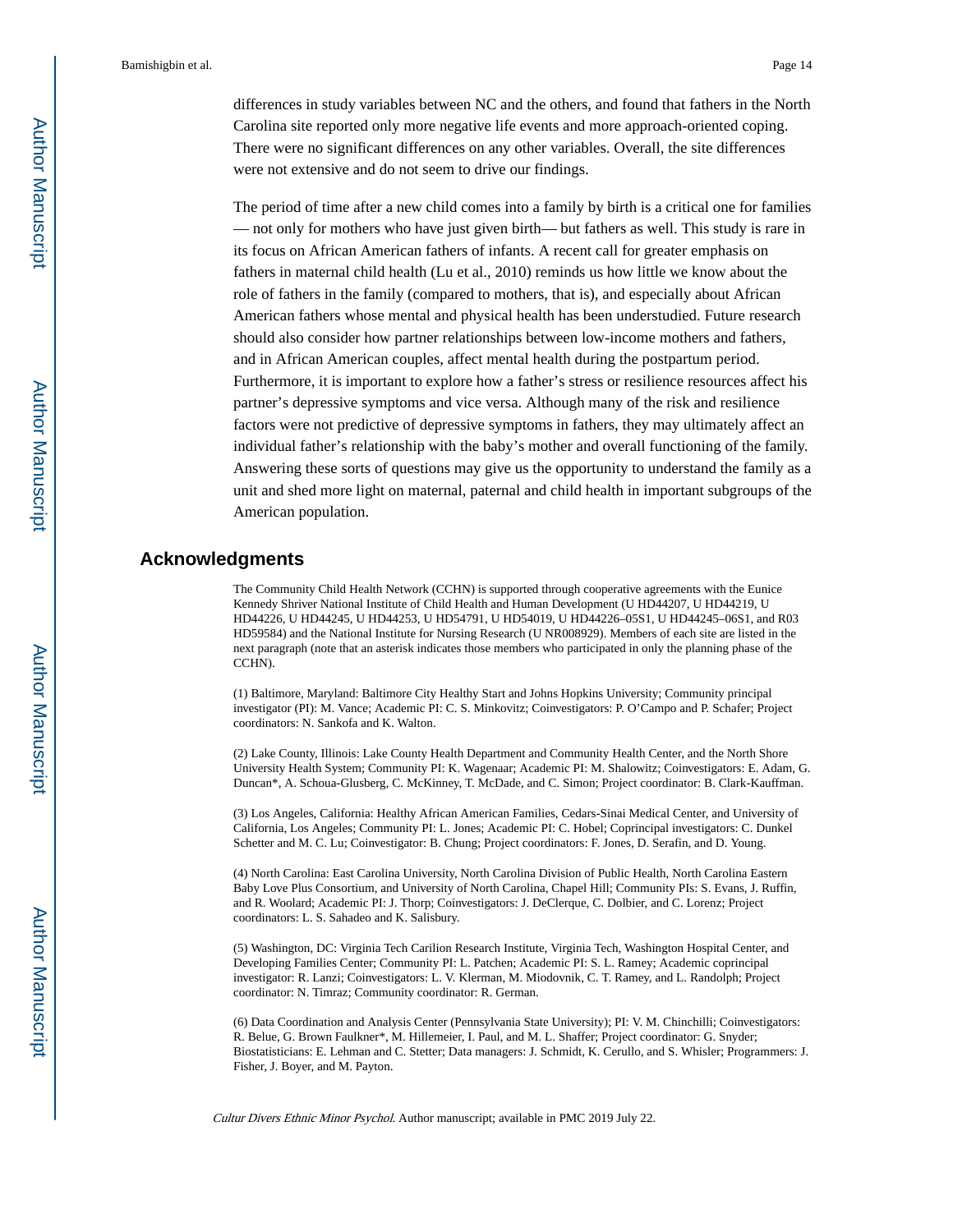differences in study variables between NC and the others, and found that fathers in the North Carolina site reported only more negative life events and more approach-oriented coping. There were no significant differences on any other variables. Overall, the site differences were not extensive and do not seem to drive our findings.

The period of time after a new child comes into a family by birth is a critical one for families — not only for mothers who have just given birth— but fathers as well. This study is rare in its focus on African American fathers of infants. A recent call for greater emphasis on fathers in maternal child health (Lu et al., 2010) reminds us how little we know about the role of fathers in the family (compared to mothers, that is), and especially about African American fathers whose mental and physical health has been understudied. Future research should also consider how partner relationships between low-income mothers and fathers, and in African American couples, affect mental health during the postpartum period. Furthermore, it is important to explore how a father's stress or resilience resources affect his partner's depressive symptoms and vice versa. Although many of the risk and resilience factors were not predictive of depressive symptoms in fathers, they may ultimately affect an individual father's relationship with the baby's mother and overall functioning of the family. Answering these sorts of questions may give us the opportunity to understand the family as a unit and shed more light on maternal, paternal and child health in important subgroups of the American population.

## Acknowledgments

The Community Child Health Network (CCHN) is supported through cooperative agreements with the Eunice Kennedy Shriver National Institute of Child Health and Human Development (U HD44207, U HD44219, U HD44226, U HD44245, U HD44253, U HD54791, U HD54019, U HD44226–05S1, U HD44245–06S1, and R03 HD59584) and the National Institute for Nursing Research (U NR008929). Members of each site are listed in the next paragraph (note that an asterisk indicates those members who participated in only the planning phase of the CCHN).

(1) Baltimore, Maryland: Baltimore City Healthy Start and Johns Hopkins University; Community principal investigator (PI): M. Vance; Academic PI: C. S. Minkovitz; Coinvestigators: P. O'Campo and P. Schafer; Project coordinators: N. Sankofa and K. Walton.

(2) Lake County, Illinois: Lake County Health Department and Community Health Center, and the North Shore University Health System; Community PI: K. Wagenaar; Academic PI: M. Shalowitz; Coinvestigators: E. Adam, G. Duncan*, A. Schoua-Glusberg, C. McKinney, T. McDade, and C. Simon; Project coordinator: B. Clark-Kauffman.

(3) Los Angeles, California: Healthy African American Families, Cedars-Sinai Medical Center, and University of California, Los Angeles; Community PI: L. Jones; Academic PI: C. Hobel; Coprincipal investigators: C. Dunkel Schetter and M. C. Lu; Coinvestigator: B. Chung; Project coordinators: F. Jones, D. Serafin, and D. Young.

(4) North Carolina: East Carolina University, North Carolina Division of Public Health, North Carolina Eastern Baby Love Plus Consortium, and University of North Carolina, Chapel Hill; Community PIs: S. Evans, J. Ruffin, and R. Woolard; Academic PI: J. Thorp; Coinvestigators: J. DeClerque, C. Dolbier, and C. Lorenz; Project coordinators: L. S. Sahadeo and K. Salisbury.

(5) Washington, DC: Virginia Tech Carilion Research Institute, Virginia Tech, Washington Hospital Center, and Developing Families Center; Community PI: L. Patchen; Academic PI: S. L. Ramey; Academic coprincipal investigator: R. Lanzi; Coinvestigators: L. V. Klerman, M. Miodovnik, C. T. Ramey, and L. Randolph; Project coordinator: N. Timraz; Community coordinator: R. German.

(6) Data Coordination and Analysis Center (Pennsylvania State University); PI: V. M. Chinchilli; Coinvestigators: R. Belue, G. Brown Faulkner*, M. Hillemeier, I. Paul, and M. L. Shaffer; Project coordinator: G. Snyder; Biostatisticians: E. Lehman and C. Stetter; Data managers: J. Schmidt, K. Cerullo, and S. Whisler; Programmers: J. Fisher, J. Boyer, and M. Payton.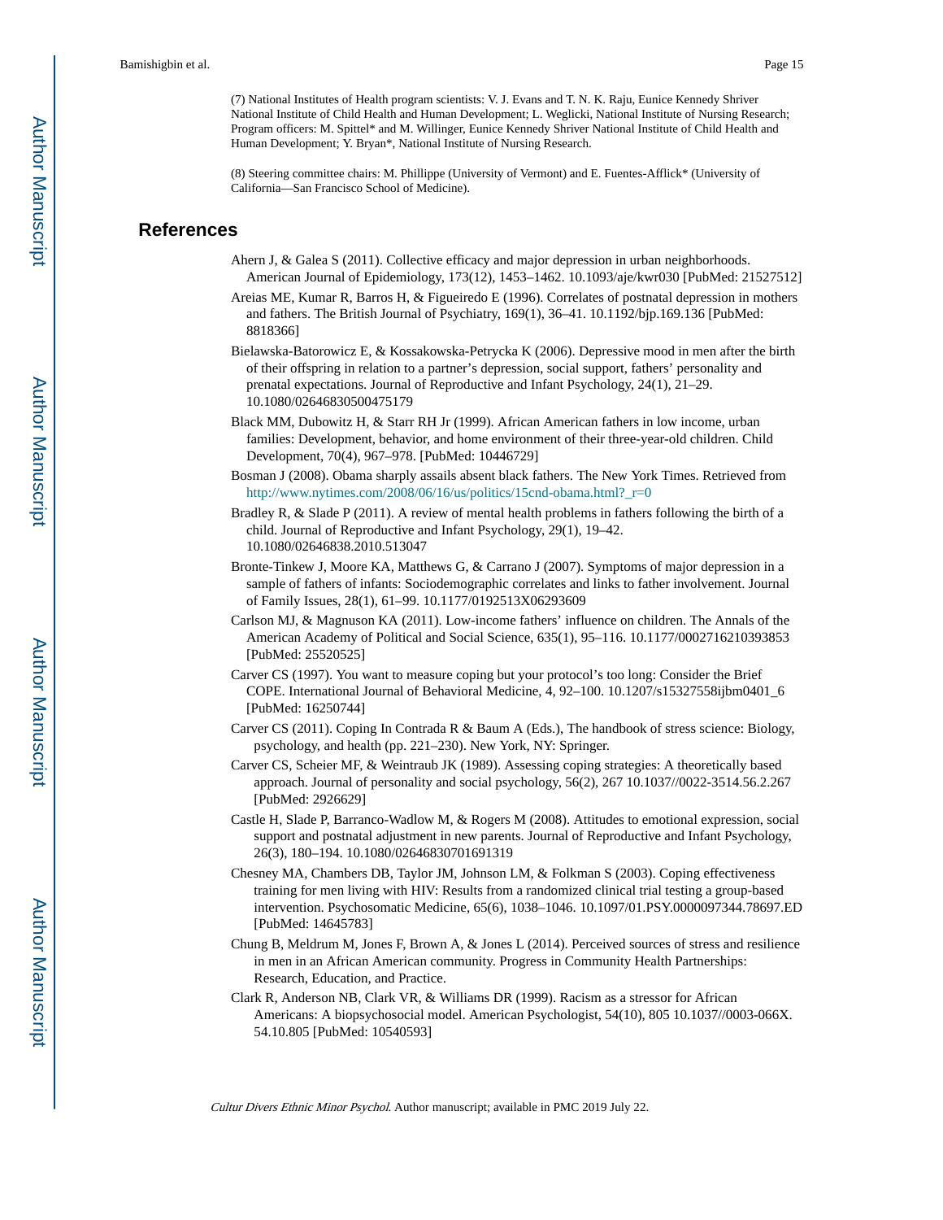(7) National Institutes of Health program scientists: V. J. Evans and T. N. K. Raju, Eunice Kennedy Shriver National Institute of Child Health and Human Development; L. Weglicki, National Institute of Nursing Research; Program officers: M. Spittel* and M. Willinger, Eunice Kennedy Shriver National Institute of Child Health and Human Development; Y. Bryan*, National Institute of Nursing Research.

(8) Steering committee chairs: M. Phillippe (University of Vermont) and E. Fuentes-Afflick* (University of California—San Francisco School of Medicine).

## References

Ahern J, & Galea S (2011). Collective efficacy and major depression in urban neighborhoods. American Journal of Epidemiology, 173(12), 1453–1462. 10.1093/aje/kwr030 [PubMed: 21527512]

Areias ME, Kumar R, Barros H, & Figueiredo E (1996). Correlates of postnatal depression in mothers and fathers. The British Journal of Psychiatry, 169(1), 36–41. 10.1192/bjp.169.136 [PubMed: 8818366]

Bielawska-Batorowicz E, & Kossakowska-Petrycka K (2006). Depressive mood in men after the birth of their offspring in relation to a partner's depression, social support, fathers' personality and prenatal expectations. Journal of Reproductive and Infant Psychology, 24(1), 21–29. 10.1080/02646830500475179

Black MM, Dubowitz H, & Starr RH Jr (1999). African American fathers in low income, urban families: Development, behavior, and home environment of their three-year-old children. Child Development, 70(4), 967–978. [PubMed: 10446729]

Bosman J (2008). Obama sharply assails absent black fathers. The New York Times. Retrieved from http://www.nytimes.com/2008/06/16/us/politics/15cnd-obama.html?_r=0

Bradley R, & Slade P (2011). A review of mental health problems in fathers following the birth of a child. Journal of Reproductive and Infant Psychology, 29(1), 19–42. 10.1080/02646838.2010.513047

Bronte-Tinkew J, Moore KA, Matthews G, & Carrano J (2007). Symptoms of major depression in a sample of fathers of infants: Sociodemographic correlates and links to father involvement. Journal of Family Issues, 28(1), 61–99. 10.1177/0192513X06293609

Carlson MJ, & Magnuson KA (2011). Low-income fathers' influence on children. The Annals of the American Academy of Political and Social Science, 635(1), 95–116. 10.1177/0002716210393853 [PubMed: 25520525]

Carver CS (1997). You want to measure coping but your protocol's too long: Consider the Brief COPE. International Journal of Behavioral Medicine, 4, 92–100. 10.1207/s15327558ijbm0401_6 [PubMed: 16250744]

Carver CS (2011). Coping In Contrada R & Baum A (Eds.), The handbook of stress science: Biology, psychology, and health (pp. 221–230). New York, NY: Springer.

Carver CS, Scheier MF, & Weintraub JK (1989). Assessing coping strategies: A theoretically based approach. Journal of personality and social psychology, 56(2), 267 10.1037//0022-3514.56.2.267 [PubMed: 2926629]

Castle H, Slade P, Barranco-Wadlow M, & Rogers M (2008). Attitudes to emotional expression, social support and postnatal adjustment in new parents. Journal of Reproductive and Infant Psychology, 26(3), 180–194. 10.1080/02646830701691319

Chesney MA, Chambers DB, Taylor JM, Johnson LM, & Folkman S (2003). Coping effectiveness training for men living with HIV: Results from a randomized clinical trial testing a group-based intervention. Psychosomatic Medicine, 65(6), 1038–1046. 10.1097/01.PSY.0000097344.78697.ED [PubMed: 14645783]

Chung B, Meldrum M, Jones F, Brown A, & Jones L (2014). Perceived sources of stress and resilience in men in an African American community. Progress in Community Health Partnerships: Research, Education, and Practice.

Clark R, Anderson NB, Clark VR, & Williams DR (1999). Racism as a stressor for African Americans: A biopsychosocial model. American Psychologist, 54(10), 805 10.1037//0003-066X.54.10.805 [PubMed: 10540593]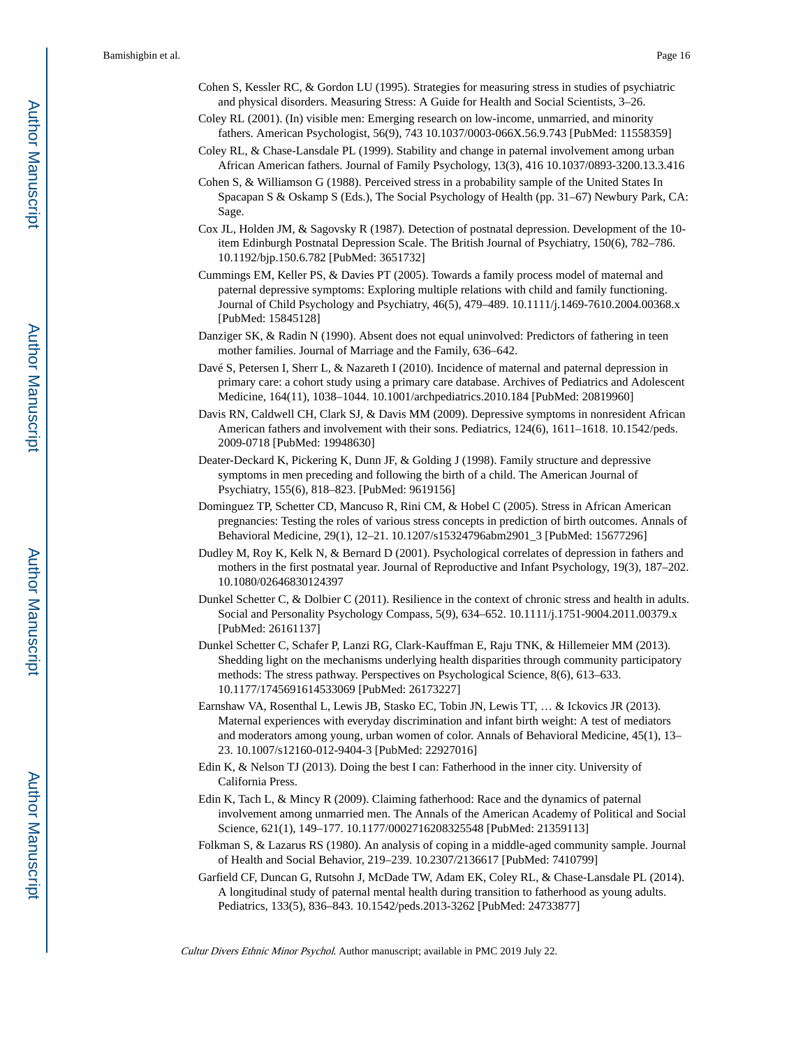Cohen S, Kessler RC, & Gordon LU (1995). Strategies for measuring stress in studies of psychiatric and physical disorders. Measuring Stress: A Guide for Health and Social Scientists, 3–26.

Coley RL (2001). (In) visible men: Emerging research on low-income, unmarried, and minority fathers. American Psychologist, 56(9), 743 10.1037/0003-066X.56.9.743 [PubMed: 11558359]

Coley RL, & Chase-Lansdale PL (1999). Stability and change in paternal involvement among urban African American fathers. Journal of Family Psychology, 13(3), 416 10.1037/0893-3200.13.3.416

Cohen S, & Williamson G (1988). Perceived stress in a probability sample of the United States In Spacapan S & Oskamp S (Eds.), The Social Psychology of Health (pp. 31–67) Newbury Park, CA: Sage.

Cox JL, Holden JM, & Sagovsky R (1987). Detection of postnatal depression. Development of the 10-item Edinburgh Postnatal Depression Scale. The British Journal of Psychiatry, 150(6), 782–786. 10.1192/bjp.150.6.782 [PubMed: 3651732]

Cummings EM, Keller PS, & Davies PT (2005). Towards a family process model of maternal and paternal depressive symptoms: Exploring multiple relations with child and family functioning. Journal of Child Psychology and Psychiatry, 46(5), 479–489. 10.1111/j.1469-7610.2004.00368.x [PubMed: 15845128]

Danziger SK, & Radin N (1990). Absent does not equal uninvolved: Predictors of fathering in teen mother families. Journal of Marriage and the Family, 636–642.

Davé S, Petersen I, Sherr L, & Nazareth I (2010). Incidence of maternal and paternal depression in primary care: a cohort study using a primary care database. Archives of Pediatrics and Adolescent Medicine, 164(11), 1038–1044. 10.1001/archpediatrics.2010.184 [PubMed: 20819960]

Davis RN, Caldwell CH, Clark SJ, & Davis MM (2009). Depressive symptoms in nonresident African American fathers and involvement with their sons. Pediatrics, 124(6), 1611–1618. 10.1542/peds.2009-0718 [PubMed: 19948630]

Deater-Deckard K, Pickering K, Dunn JF, & Golding J (1998). Family structure and depressive symptoms in men preceding and following the birth of a child. The American Journal of Psychiatry, 155(6), 818–823. [PubMed: 9619156]

Dominguez TP, Schetter CD, Mancuso R, Rini CM, & Hobel C (2005). Stress in African American pregnancies: Testing the roles of various stress concepts in prediction of birth outcomes. Annals of Behavioral Medicine, 29(1), 12–21. 10.1207/s15324796abm2901_3 [PubMed: 15677296]

Dudley M, Roy K, Kelk N, & Bernard D (2001). Psychological correlates of depression in fathers and mothers in the first postnatal year. Journal of Reproductive and Infant Psychology, 19(3), 187–202. 10.1080/02646830124397

Dunkel Schetter C, & Dolbier C (2011). Resilience in the context of chronic stress and health in adults. Social and Personality Psychology Compass, 5(9), 634–652. 10.1111/j.1751-9004.2011.00379.x [PubMed: 26161137]

Dunkel Schetter C, Schafer P, Lanzi RG, Clark-Kauffman E, Raju TNK, & Hillemeier MM (2013). Shedding light on the mechanisms underlying health disparities through community participatory methods: The stress pathway. Perspectives on Psychological Science, 8(6), 613–633. 10.1177/1745691614533069 [PubMed: 26173227]

Earnshaw VA, Rosenthal L, Lewis JB, Stasko EC, Tobin JN, Lewis TT, … & Ickovics JR (2013). Maternal experiences with everyday discrimination and infant birth weight: A test of mediators and moderators among young, urban women of color. Annals of Behavioral Medicine, 45(1), 13–23. 10.1007/s12160-012-9404-3 [PubMed: 22927016]

Edin K, & Nelson TJ (2013). Doing the best I can: Fatherhood in the inner city. University of California Press.

Edin K, Tach L, & Mincy R (2009). Claiming fatherhood: Race and the dynamics of paternal involvement among unmarried men. The Annals of the American Academy of Political and Social Science, 621(1), 149–177. 10.1177/0002716208325548 [PubMed: 21359113]

Folkman S, & Lazarus RS (1980). An analysis of coping in a middle-aged community sample. Journal of Health and Social Behavior, 219–239. 10.2307/2136617 [PubMed: 7410799]

Garfield CF, Duncan G, Rutsohn J, McDade TW, Adam EK, Coley RL, & Chase-Lansdale PL (2014). A longitudinal study of paternal mental health during transition to fatherhood as young adults. Pediatrics, 133(5), 836–843. 10.1542/peds.2013-3262 [PubMed: 24733877]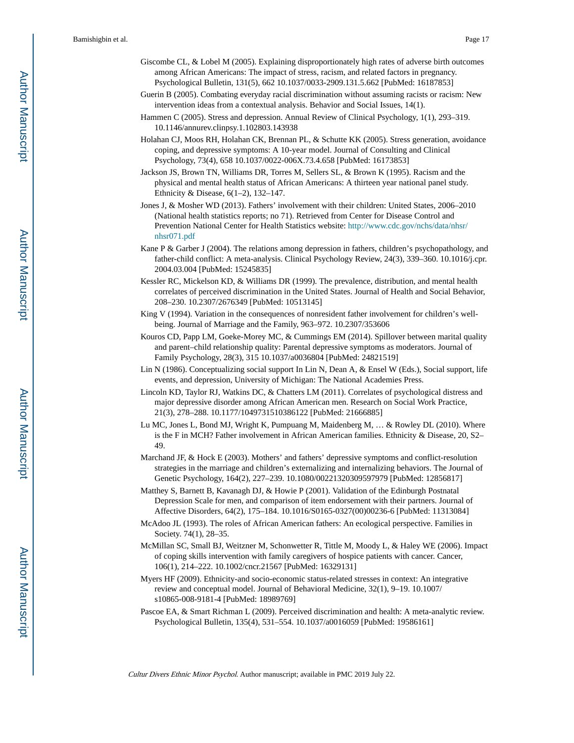Giscombe CL, & Lobel M (2005). Explaining disproportionately high rates of adverse birth outcomes among African Americans: The impact of stress, racism, and related factors in pregnancy. Psychological Bulletin, 131(5), 662 10.1037/0033-2909.131.5.662 [PubMed: 16187853]

Guerin B (2005). Combating everyday racial discrimination without assuming racists or racism: New intervention ideas from a contextual analysis. Behavior and Social Issues, 14(1).

Hammen C (2005). Stress and depression. Annual Review of Clinical Psychology, 1(1), 293–319. 10.1146/annurev.clinpsy.1.102803.143938

Holahan CJ, Moos RH, Holahan CK, Brennan PL, & Schutte KK (2005). Stress generation, avoidance coping, and depressive symptoms: A 10-year model. Journal of Consulting and Clinical Psychology, 73(4), 658 10.1037/0022-006X.73.4.658 [PubMed: 16173853]

Jackson JS, Brown TN, Williams DR, Torres M, Sellers SL, & Brown K (1995). Racism and the physical and mental health status of African Americans: A thirteen year national panel study. Ethnicity & Disease, 6(1–2), 132–147.

Jones J, & Mosher WD (2013). Fathers' involvement with their children: United States, 2006–2010 (National health statistics reports; no 71). Retrieved from Center for Disease Control and Prevention National Center for Health Statistics website: http://www.cdc.gov/nchs/data/nhsr/nhsr071.pdf

Kane P & Garber J (2004). The relations among depression in fathers, children's psychopathology, and father-child conflict: A meta-analysis. Clinical Psychology Review, 24(3), 339–360. 10.1016/j.cpr.2004.03.004 [PubMed: 15245835]

Kessler RC, Mickelson KD, & Williams DR (1999). The prevalence, distribution, and mental health correlates of perceived discrimination in the United States. Journal of Health and Social Behavior, 208–230. 10.2307/2676349 [PubMed: 10513145]

King V (1994). Variation in the consequences of nonresident father involvement for children's well-being. Journal of Marriage and the Family, 963–972. 10.2307/353606

Kouros CD, Papp LM, Goeke-Morey MC, & Cummings EM (2014). Spillover between marital quality and parent–child relationship quality: Parental depressive symptoms as moderators. Journal of Family Psychology, 28(3), 315 10.1037/a0036804 [PubMed: 24821519]

Lin N (1986). Conceptualizing social support In Lin N, Dean A, & Ensel W (Eds.), Social support, life events, and depression, University of Michigan: The National Academies Press.

Lincoln KD, Taylor RJ, Watkins DC, & Chatters LM (2011). Correlates of psychological distress and major depressive disorder among African American men. Research on Social Work Practice, 21(3), 278–288. 10.1177/1049731510386122 [PubMed: 21666885]

Lu MC, Jones L, Bond MJ, Wright K, Pumpuang M, Maidenberg M, … & Rowley DL (2010). Where is the F in MCH? Father involvement in African American families. Ethnicity & Disease, 20, S2–49.

Marchand JF, & Hock E (2003). Mothers' and fathers' depressive symptoms and conflict-resolution strategies in the marriage and children's externalizing and internalizing behaviors. The Journal of Genetic Psychology, 164(2), 227–239. 10.1080/00221320309597979 [PubMed: 12856817]

Matthey S, Barnett B, Kavanagh DJ, & Howie P (2001). Validation of the Edinburgh Postnatal Depression Scale for men, and comparison of item endorsement with their partners. Journal of Affective Disorders, 64(2), 175–184. 10.1016/S0165-0327(00)00236-6 [PubMed: 11313084]

McAdoo JL (1993). The roles of African American fathers: An ecological perspective. Families in Society. 74(1), 28–35.

McMillan SC, Small BJ, Weitzner M, Schonwetter R, Tittle M, Moody L, & Haley WE (2006). Impact of coping skills intervention with family caregivers of hospice patients with cancer. Cancer, 106(1), 214–222. 10.1002/cncr.21567 [PubMed: 16329131]

Myers HF (2009). Ethnicity-and socio-economic status-related stresses in context: An integrative review and conceptual model. Journal of Behavioral Medicine, 32(1), 9–19. 10.1007/s10865-008-9181-4 [PubMed: 18989769]

Pascoe EA, & Smart Richman L (2009). Perceived discrimination and health: A meta-analytic review. Psychological Bulletin, 135(4), 531–554. 10.1037/a0016059 [PubMed: 19586161]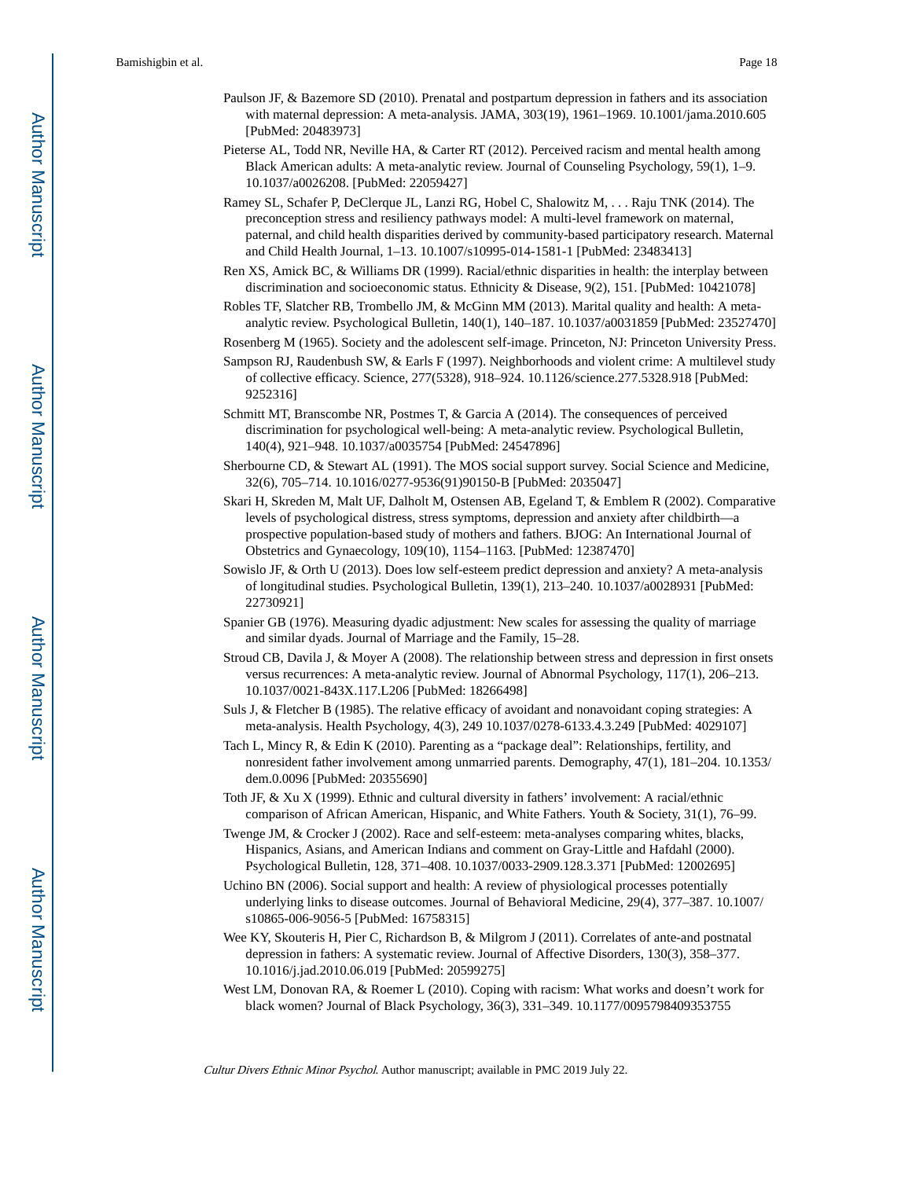Paulson JF, & Bazemore SD (2010). Prenatal and postpartum depression in fathers and its association with maternal depression: A meta-analysis. JAMA, 303(19), 1961–1969. 10.1001/jama.2010.605 [PubMed: 20483973]

Pieterse AL, Todd NR, Neville HA, & Carter RT (2012). Perceived racism and mental health among Black American adults: A meta-analytic review. Journal of Counseling Psychology, 59(1), 1–9. 10.1037/a0026208. [PubMed: 22059427]

Ramey SL, Schafer P, DeClerque JL, Lanzi RG, Hobel C, Shalowitz M, . . . Raju TNK (2014). The preconception stress and resiliency pathways model: A multi-level framework on maternal, paternal, and child health disparities derived by community-based participatory research. Maternal and Child Health Journal, 1–13. 10.1007/s10995-014-1581-1 [PubMed: 23483413]

Ren XS, Amick BC, & Williams DR (1999). Racial/ethnic disparities in health: the interplay between discrimination and socioeconomic status. Ethnicity & Disease, 9(2), 151. [PubMed: 10421078]

Robles TF, Slatcher RB, Trombello JM, & McGinn MM (2013). Marital quality and health: A meta-analytic review. Psychological Bulletin, 140(1), 140–187. 10.1037/a0031859 [PubMed: 23527470]

Rosenberg M (1965). Society and the adolescent self-image. Princeton, NJ: Princeton University Press.

Sampson RJ, Raudenbush SW, & Earls F (1997). Neighborhoods and violent crime: A multilevel study of collective efficacy. Science, 277(5328), 918–924. 10.1126/science.277.5328.918 [PubMed: 9252316]

Schmitt MT, Branscombe NR, Postmes T, & Garcia A (2014). The consequences of perceived discrimination for psychological well-being: A meta-analytic review. Psychological Bulletin, 140(4), 921–948. 10.1037/a0035754 [PubMed: 24547896]

Sherbourne CD, & Stewart AL (1991). The MOS social support survey. Social Science and Medicine, 32(6), 705–714. 10.1016/0277-9536(91)90150-B [PubMed: 2035047]

Skari H, Skreden M, Malt UF, Dalholt M, Ostensen AB, Egeland T, & Emblem R (2002). Comparative levels of psychological distress, stress symptoms, depression and anxiety after childbirth—a prospective population-based study of mothers and fathers. BJOG: An International Journal of Obstetrics and Gynaecology, 109(10), 1154–1163. [PubMed: 12387470]

Sowislo JF, & Orth U (2013). Does low self-esteem predict depression and anxiety? A meta-analysis of longitudinal studies. Psychological Bulletin, 139(1), 213–240. 10.1037/a0028931 [PubMed: 22730921]

Spanier GB (1976). Measuring dyadic adjustment: New scales for assessing the quality of marriage and similar dyads. Journal of Marriage and the Family, 15–28.

Stroud CB, Davila J, & Moyer A (2008). The relationship between stress and depression in first onsets versus recurrences: A meta-analytic review. Journal of Abnormal Psychology, 117(1), 206–213. 10.1037/0021-843X.117.L206 [PubMed: 18266498]

Suls J, & Fletcher B (1985). The relative efficacy of avoidant and nonavoidant coping strategies: A meta-analysis. Health Psychology, 4(3), 249 10.1037/0278-6133.4.3.249 [PubMed: 4029107]

Tach L, Mincy R, & Edin K (2010). Parenting as a "package deal": Relationships, fertility, and nonresident father involvement among unmarried parents. Demography, 47(1), 181–204. 10.1353/dem.0.0096 [PubMed: 20355690]

Toth JF, & Xu X (1999). Ethnic and cultural diversity in fathers' involvement: A racial/ethnic comparison of African American, Hispanic, and White Fathers. Youth & Society, 31(1), 76–99.

Twenge JM, & Crocker J (2002). Race and self-esteem: meta-analyses comparing whites, blacks, Hispanics, Asians, and American Indians and comment on Gray-Little and Hafdahl (2000). Psychological Bulletin, 128, 371–408. 10.1037/0033-2909.128.3.371 [PubMed: 12002695]

Uchino BN (2006). Social support and health: A review of physiological processes potentially underlying links to disease outcomes. Journal of Behavioral Medicine, 29(4), 377–387. 10.1007/s10865-006-9056-5 [PubMed: 16758315]

Wee KY, Skouteris H, Pier C, Richardson B, & Milgrom J (2011). Correlates of ante-and postnatal depression in fathers: A systematic review. Journal of Affective Disorders, 130(3), 358–377. 10.1016/j.jad.2010.06.019 [PubMed: 20599275]

West LM, Donovan RA, & Roemer L (2010). Coping with racism: What works and doesn't work for black women? Journal of Black Psychology, 36(3), 331–349. 10.1177/0095798409353755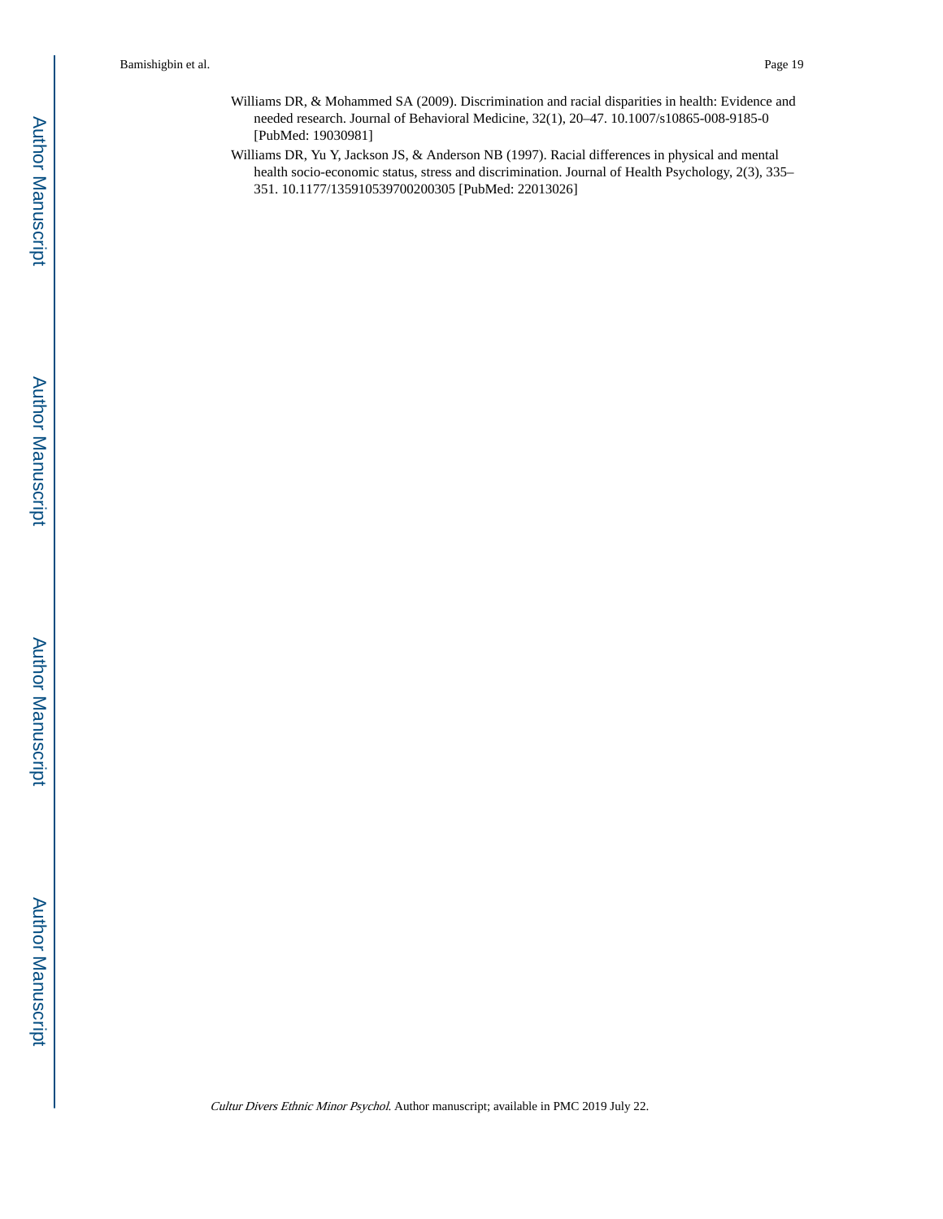Williams DR, & Mohammed SA (2009). Discrimination and racial disparities in health: Evidence and needed research. Journal of Behavioral Medicine, 32(1), 20–47. 10.1007/s10865-008-9185-0 [PubMed: 19030981]

Williams DR, Yu Y, Jackson JS, & Anderson NB (1997). Racial differences in physical and mental health socio-economic status, stress and discrimination. Journal of Health Psychology, 2(3), 335–351. 10.1177/135910539700200305 [PubMed: 22013026]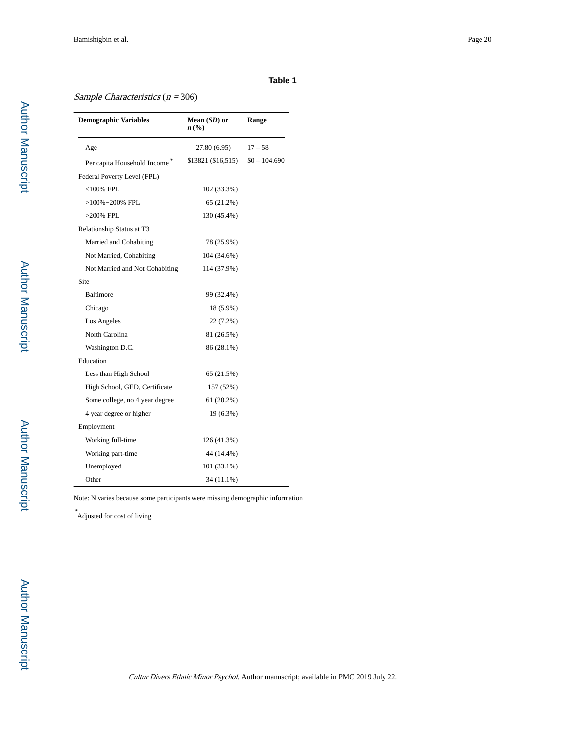**Table 1**

*Sample Characteristics* ($n$ = 306)

| Demographic Variables | Mean (*SD*) or *n* (%) | Range |
|---|---|---|
| Age | 27.80 (6.95) | 17 – 58 |
| Per capita Household Income * | $13821 ($16,515) | $0 – 104.690 |
| Federal Poverty Level (FPL) | | |
| <100% FPL | 102 (33.3%) | |
| >100%−200% FPL | 65 (21.2%) | |
| >200% FPL | 130 (45.4%) | |
| Relationship Status at T3 | | |
| Married and Cohabiting | 78 (25.9%) | |
| Not Married, Cohabiting | 104 (34.6%) | |
| Not Married and Not Cohabiting | 114 (37.9%) | |
| Site | | |
| Baltimore | 99 (32.4%) | |
| Chicago | 18 (5.9%) | |
| Los Angeles | 22 (7.2%) | |
| North Carolina | 81 (26.5%) | |
| Washington D.C. | 86 (28.1%) | |
| Education | | |
| Less than High School | 65 (21.5%) | |
| High School, GED, Certificate | 157 (52%) | |
| Some college, no 4 year degree | 61 (20.2%) | |
| 4 year degree or higher | 19 (6.3%) | |
| Employment | | |
| Working full-time | 126 (41.3%) | |
| Working part-time | 44 (14.4%) | |
| Unemployed | 101 (33.1%) | |
| Other | 34 (11.1%) | |

Note: N varies because some participants were missing demographic information

*Adjusted for cost of living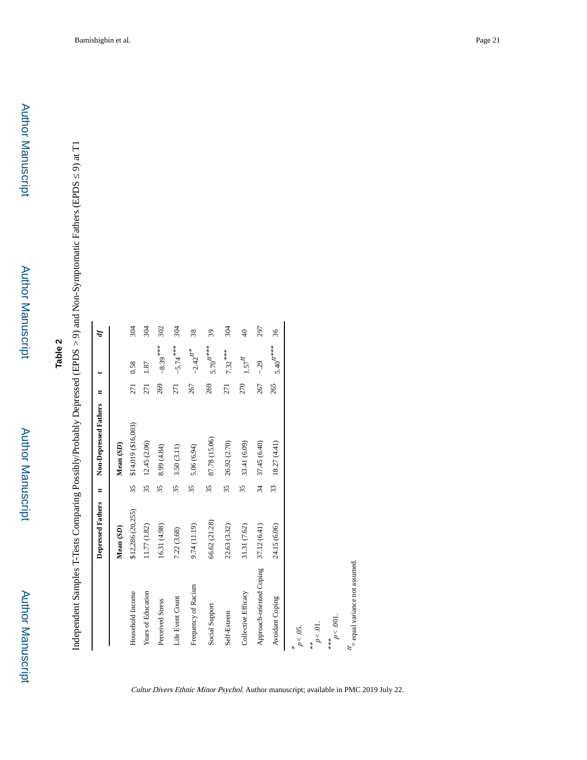## Table 2

Independent Samples T-Tests Comparing Possibly/Probably Depressed (EPDS > 9) and Non-Symptomatic Fathers (EPDS ≤ 9) at T1

| | Depressed Fathers | *n* | Non-Depressed Fathers | *n* | *t* | *df* |
|---|---|---|---|---|---|---|
| | **Mean (*SD*)** | | **Mean (*SD*)** | | | |
| Household Income | $12,286 (20,255) | 35 | $14,019 ($16,003) | 271 | 0.58 | 304 |
| Years of Education | 11.77 (1.82) | 35 | 12.45 (2.06) | 271 | 1.87 | 304 |
| Perceived Stress | 16.31 (4.98) | 35 | 8.99 (4.84) | 269 | $-8.39^{***}$ | 302 |
| Life Event Count | 7.22 (3.68) | 35 | 3.50 (3.11) | 271 | $-5.74^{***}$ | 304 |
| Frequency of Racism | 9.74 (11.19) | 35 | 5.06 (6.94) | 267 | $-2.42^{tt*}$ | 38 |
| Social Support | 66.62 (21.28) | 35 | 87.78 (15.06) | 269 | $5.70^{tt***}$ | 39 |
| Self-Esteem | 22.63 (3.32) | 35 | 26.92 (2.70) | 271 | $7.32^{***}$ | 304 |
| Collective Efficacy | 31.31 (7.62) | 35 | 33.41 (6.09) | 270 | $1.57^{tt}$ | 40 |
| Approach-oriented Coping | 37.12 (6.41) | 34 | 37.45 (6.40) | 267 | −.29 | 297 |
| Avoidant Coping | 24.15 (6.06) | 33 | 18.27 (4.41) | 265 | $5.40^{tt***}$ | 36 |

\* $p < .05$.

\*\* $p < .01$.

\*\*\* $p < .001$.

*tt* = equal variance not assumed.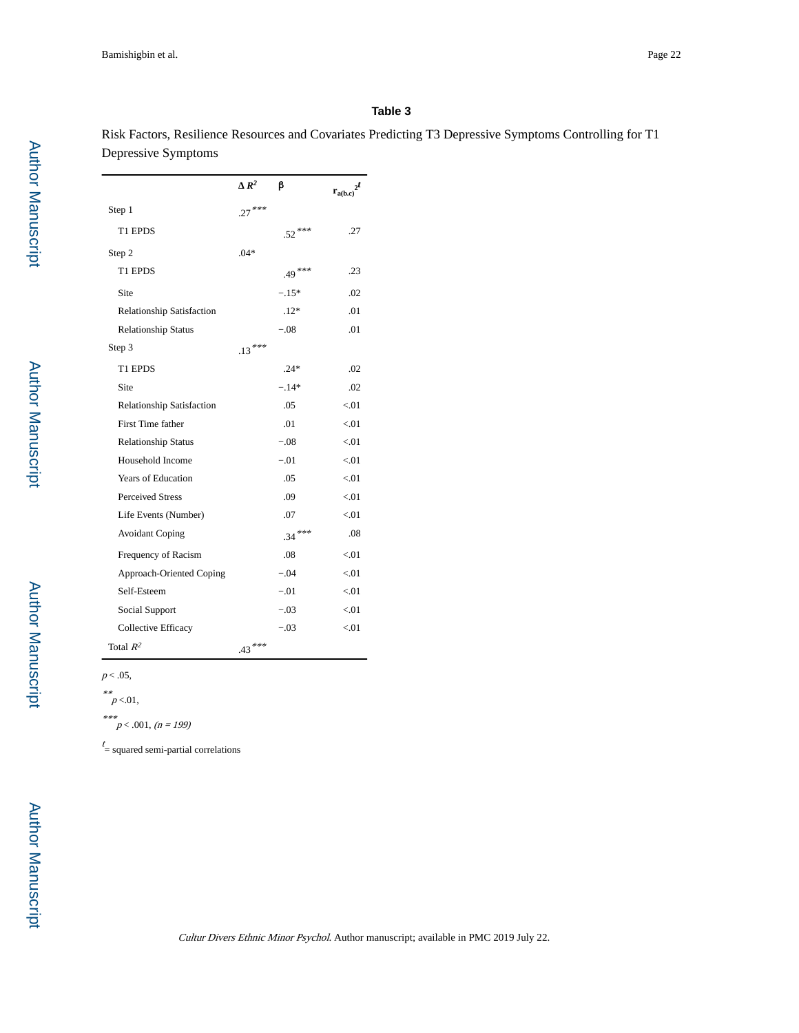## Table 3

Risk Factors, Resilience Resources and Covariates Predicting T3 Depressive Symptoms Controlling for T1 Depressive Symptoms

| | $\Delta R^2$ | β | $r_{a(b.c)}{}^{2t}$ |
|---|---|---|---|
| Step 1 | .27*** | | |
| T1 EPDS | | .52*** | .27 |
| Step 2 | .04* | | |
| T1 EPDS | | .49*** | .23 |
| Site | | −.15* | .02 |
| Relationship Satisfaction | | .12* | .01 |
| Relationship Status | | −.08 | .01 |
| Step 3 | .13*** | | |
| T1 EPDS | | .24* | .02 |
| Site | | −.14* | .02 |
| Relationship Satisfaction | | .05 | <.01 |
| First Time father | | .01 | <.01 |
| Relationship Status | | −.08 | <.01 |
| Household Income | | −.01 | <.01 |
| Years of Education | | .05 | <.01 |
| Perceived Stress | | .09 | <.01 |
| Life Events (Number) | | .07 | <.01 |
| Avoidant Coping | | .34*** | .08 |
| Frequency of Racism | | .08 | <.01 |
| Approach-Oriented Coping | | −.04 | <.01 |
| Self-Esteem | | −.01 | <.01 |
| Social Support | | −.03 | <.01 |
| Collective Efficacy | | −.03 | <.01 |
| Total $R^2$ | .43*** | | |

$p < .05$,

** $p < .01$,

*** $p < .001$, *(n = 199)*

$t$ = squared semi-partial correlations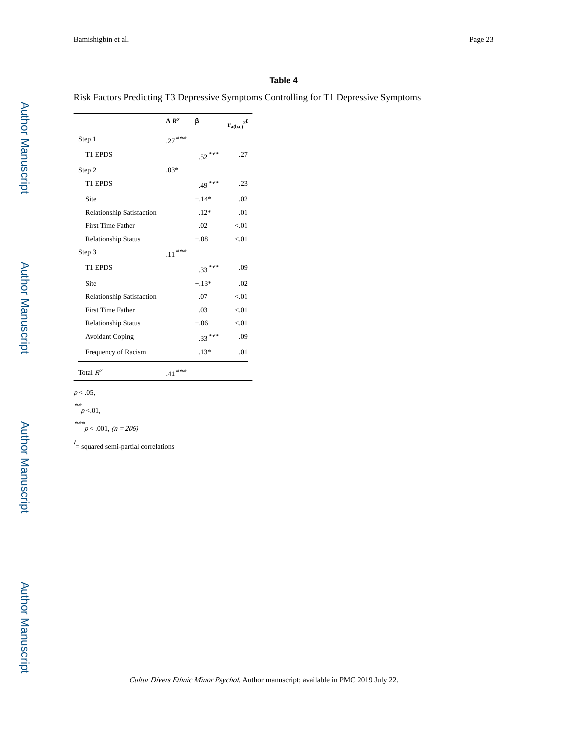**Table 4**

Risk Factors Predicting T3 Depressive Symptoms Controlling for T1 Depressive Symptoms

| | $\Delta R^2$ | β | $r_{a(b.c)}^{2\,t}$ |
|---|---|---|---|
| Step 1 | .27*** | | |
| T1 EPDS | | .52*** | .27 |
| Step 2 | .03* | | |
| T1 EPDS | | .49*** | .23 |
| Site | | −.14* | .02 |
| Relationship Satisfaction | | .12* | .01 |
| First Time Father | | .02 | <.01 |
| Relationship Status | | −.08 | <.01 |
| Step 3 | .11*** | | |
| T1 EPDS | | .33*** | .09 |
| Site | | −.13* | .02 |
| Relationship Satisfaction | | .07 | <.01 |
| First Time Father | | .03 | <.01 |
| Relationship Status | | −.06 | <.01 |
| Avoidant Coping | | .33*** | .09 |
| Frequency of Racism | | .13* | .01 |
| Total $R^2$ | .41*** | | |

$p < .05$,

** $p < .01$,

*** $p < .001$, *(n = 206)*

t = squared semi-partial correlations